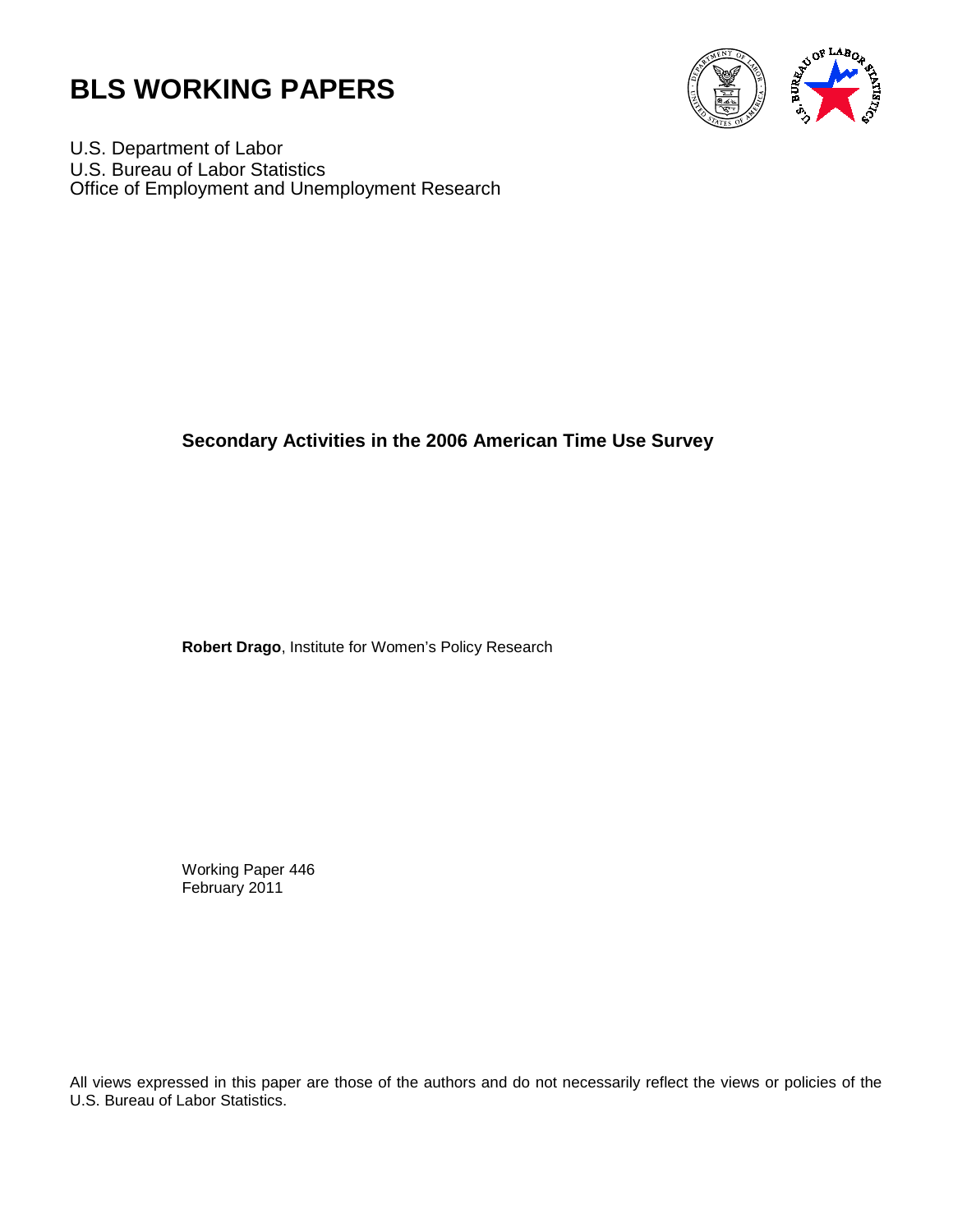# BLS WORKING PAPERS

U.S. Department of Labor
U.S. Bureau of Labor Statistics
Office of Employment and Unemployment Research

**Secondary Activities in the 2006 American Time Use Survey**

**Robert Drago**, Institute for Women's Policy Research

Working Paper 446
February 2011

All views expressed in this paper are those of the authors and do not necessarily reflect the views or policies of the U.S. Bureau of Labor Statistics.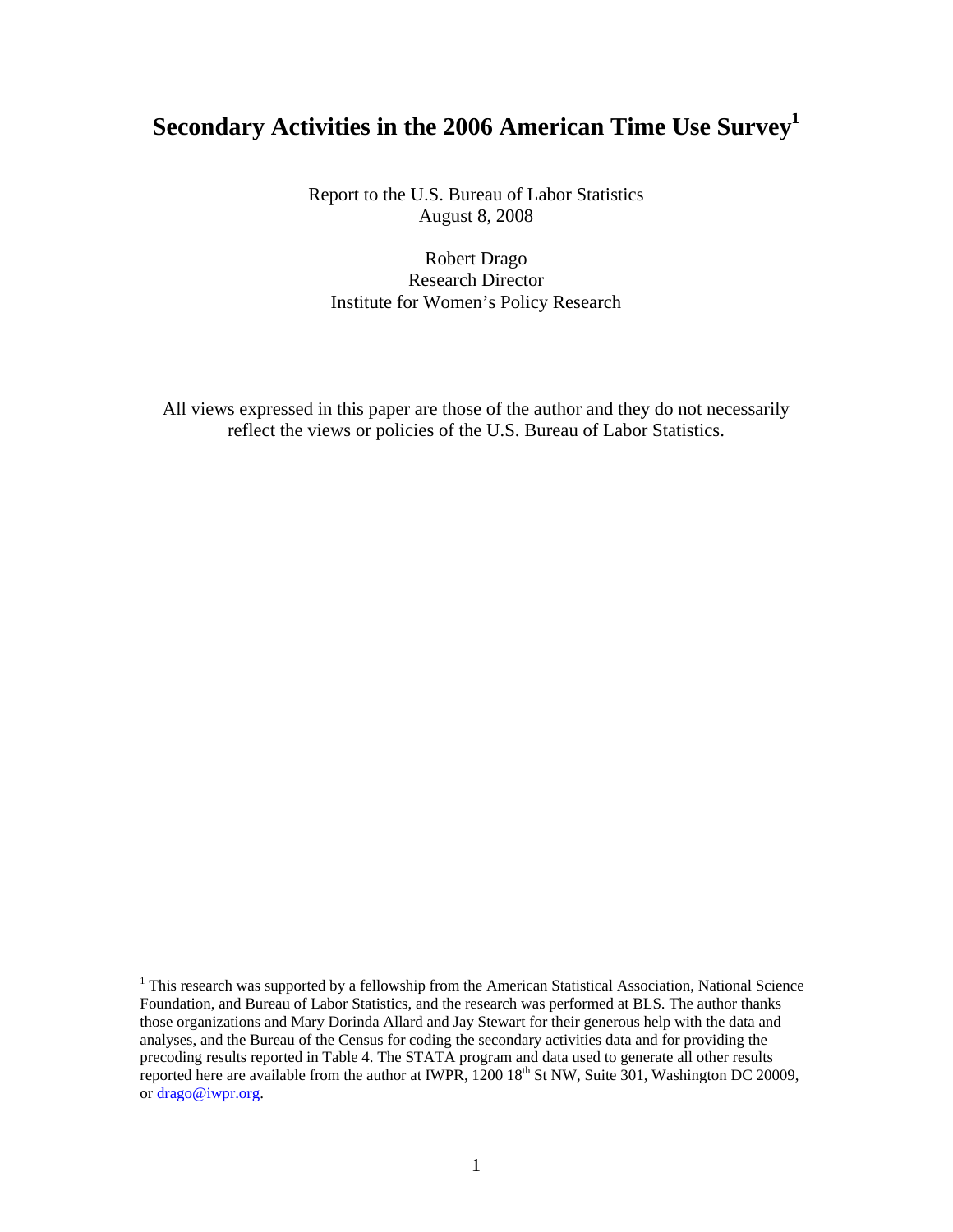# Secondary Activities in the 2006 American Time Use Survey[1]

Report to the U.S. Bureau of Labor Statistics
August 8, 2008

Robert Drago
Research Director
Institute for Women's Policy Research

All views expressed in this paper are those of the author and they do not necessarily reflect the views or policies of the U.S. Bureau of Labor Statistics.

---

[1] This research was supported by a fellowship from the American Statistical Association, National Science Foundation, and Bureau of Labor Statistics, and the research was performed at BLS. The author thanks those organizations and Mary Dorinda Allard and Jay Stewart for their generous help with the data and analyses, and the Bureau of the Census for coding the secondary activities data and for providing the precoding results reported in Table 4. The STATA program and data used to generate all other results reported here are available from the author at IWPR, 1200 18th St NW, Suite 301, Washington DC 20009, or drago@iwpr.org.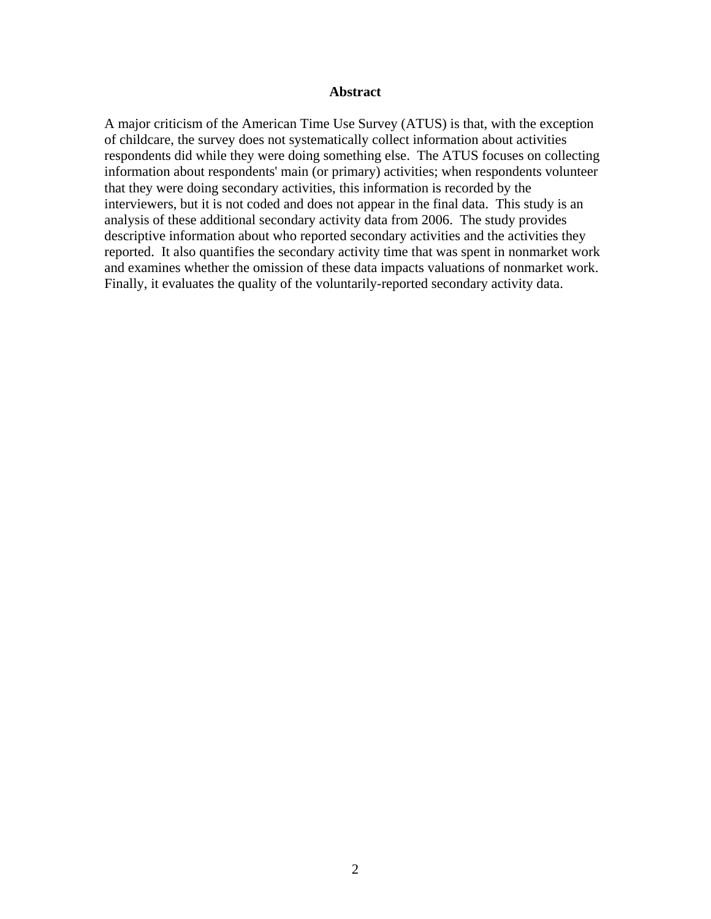## Abstract

A major criticism of the American Time Use Survey (ATUS) is that, with the exception of childcare, the survey does not systematically collect information about activities respondents did while they were doing something else. The ATUS focuses on collecting information about respondents' main (or primary) activities; when respondents volunteer that they were doing secondary activities, this information is recorded by the interviewers, but it is not coded and does not appear in the final data. This study is an analysis of these additional secondary activity data from 2006. The study provides descriptive information about who reported secondary activities and the activities they reported. It also quantifies the secondary activity time that was spent in nonmarket work and examines whether the omission of these data impacts valuations of nonmarket work. Finally, it evaluates the quality of the voluntarily-reported secondary activity data.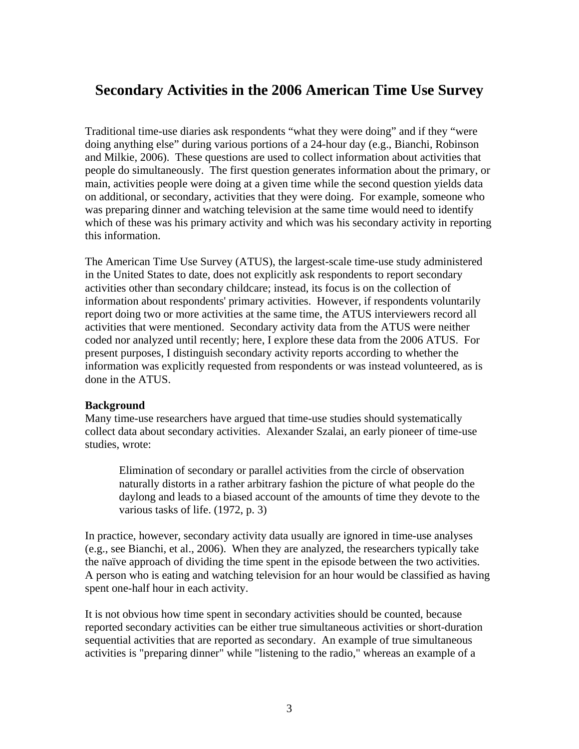# Secondary Activities in the 2006 American Time Use Survey

Traditional time-use diaries ask respondents "what they were doing" and if they "were doing anything else" during various portions of a 24-hour day (e.g., Bianchi, Robinson and Milkie, 2006). These questions are used to collect information about activities that people do simultaneously. The first question generates information about the primary, or main, activities people were doing at a given time while the second question yields data on additional, or secondary, activities that they were doing. For example, someone who was preparing dinner and watching television at the same time would need to identify which of these was his primary activity and which was his secondary activity in reporting this information.

The American Time Use Survey (ATUS), the largest-scale time-use study administered in the United States to date, does not explicitly ask respondents to report secondary activities other than secondary childcare; instead, its focus is on the collection of information about respondents' primary activities. However, if respondents voluntarily report doing two or more activities at the same time, the ATUS interviewers record all activities that were mentioned. Secondary activity data from the ATUS were neither coded nor analyzed until recently; here, I explore these data from the 2006 ATUS. For present purposes, I distinguish secondary activity reports according to whether the information was explicitly requested from respondents or was instead volunteered, as is done in the ATUS.

**Background**

Many time-use researchers have argued that time-use studies should systematically collect data about secondary activities. Alexander Szalai, an early pioneer of time-use studies, wrote:

> Elimination of secondary or parallel activities from the circle of observation naturally distorts in a rather arbitrary fashion the picture of what people do the daylong and leads to a biased account of the amounts of time they devote to the various tasks of life. (1972, p. 3)

In practice, however, secondary activity data usually are ignored in time-use analyses (e.g., see Bianchi, et al., 2006). When they are analyzed, the researchers typically take the naïve approach of dividing the time spent in the episode between the two activities. A person who is eating and watching television for an hour would be classified as having spent one-half hour in each activity.

It is not obvious how time spent in secondary activities should be counted, because reported secondary activities can be either true simultaneous activities or short-duration sequential activities that are reported as secondary. An example of true simultaneous activities is "preparing dinner" while "listening to the radio," whereas an example of a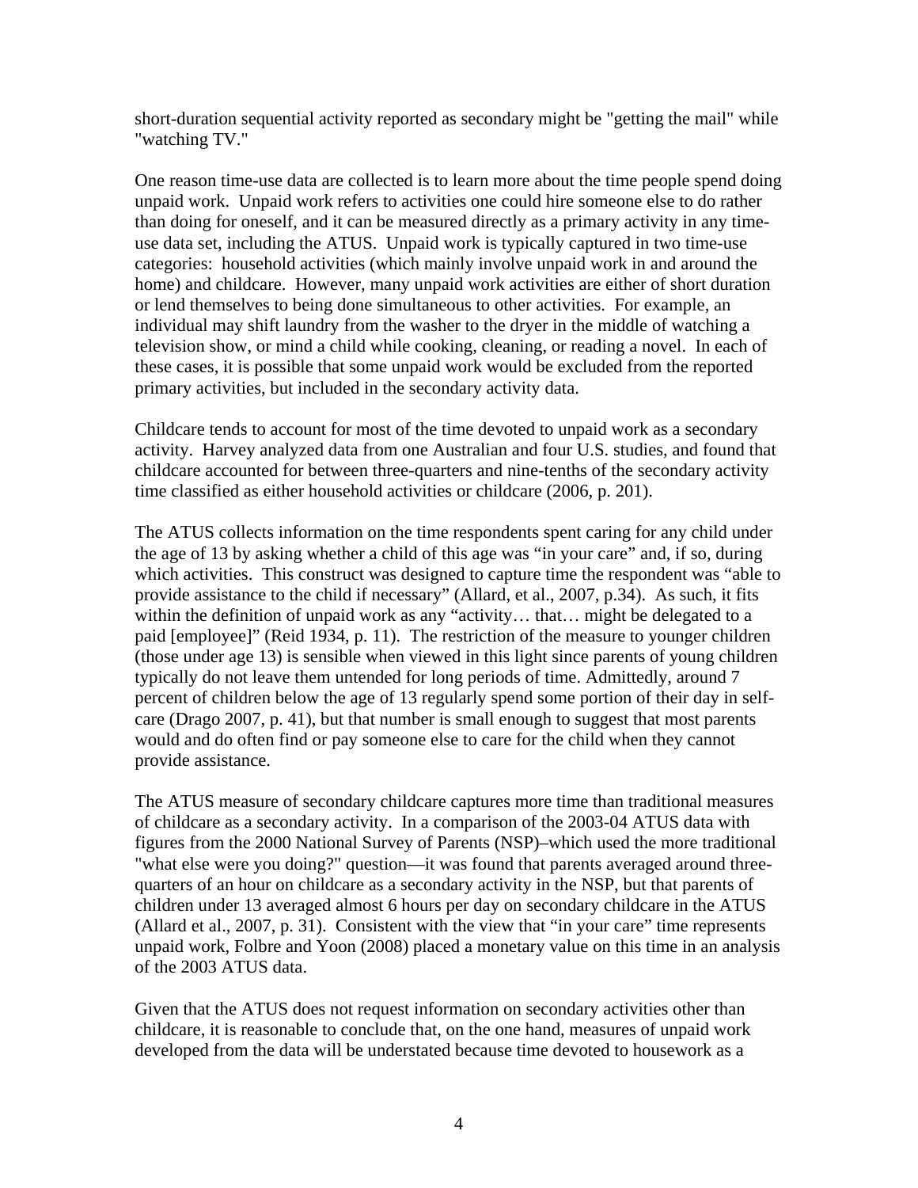short-duration sequential activity reported as secondary might be "getting the mail" while "watching TV."

One reason time-use data are collected is to learn more about the time people spend doing unpaid work. Unpaid work refers to activities one could hire someone else to do rather than doing for oneself, and it can be measured directly as a primary activity in any time-use data set, including the ATUS. Unpaid work is typically captured in two time-use categories: household activities (which mainly involve unpaid work in and around the home) and childcare. However, many unpaid work activities are either of short duration or lend themselves to being done simultaneous to other activities. For example, an individual may shift laundry from the washer to the dryer in the middle of watching a television show, or mind a child while cooking, cleaning, or reading a novel. In each of these cases, it is possible that some unpaid work would be excluded from the reported primary activities, but included in the secondary activity data.

Childcare tends to account for most of the time devoted to unpaid work as a secondary activity. Harvey analyzed data from one Australian and four U.S. studies, and found that childcare accounted for between three-quarters and nine-tenths of the secondary activity time classified as either household activities or childcare (2006, p. 201).

The ATUS collects information on the time respondents spent caring for any child under the age of 13 by asking whether a child of this age was "in your care" and, if so, during which activities. This construct was designed to capture time the respondent was "able to provide assistance to the child if necessary" (Allard, et al., 2007, p.34). As such, it fits within the definition of unpaid work as any "activity… that… might be delegated to a paid [employee]" (Reid 1934, p. 11). The restriction of the measure to younger children (those under age 13) is sensible when viewed in this light since parents of young children typically do not leave them untended for long periods of time. Admittedly, around 7 percent of children below the age of 13 regularly spend some portion of their day in self-care (Drago 2007, p. 41), but that number is small enough to suggest that most parents would and do often find or pay someone else to care for the child when they cannot provide assistance.

The ATUS measure of secondary childcare captures more time than traditional measures of childcare as a secondary activity. In a comparison of the 2003-04 ATUS data with figures from the 2000 National Survey of Parents (NSP)–which used the more traditional "what else were you doing?" question—it was found that parents averaged around three-quarters of an hour on childcare as a secondary activity in the NSP, but that parents of children under 13 averaged almost 6 hours per day on secondary childcare in the ATUS (Allard et al., 2007, p. 31). Consistent with the view that "in your care" time represents unpaid work, Folbre and Yoon (2008) placed a monetary value on this time in an analysis of the 2003 ATUS data.

Given that the ATUS does not request information on secondary activities other than childcare, it is reasonable to conclude that, on the one hand, measures of unpaid work developed from the data will be understated because time devoted to housework as a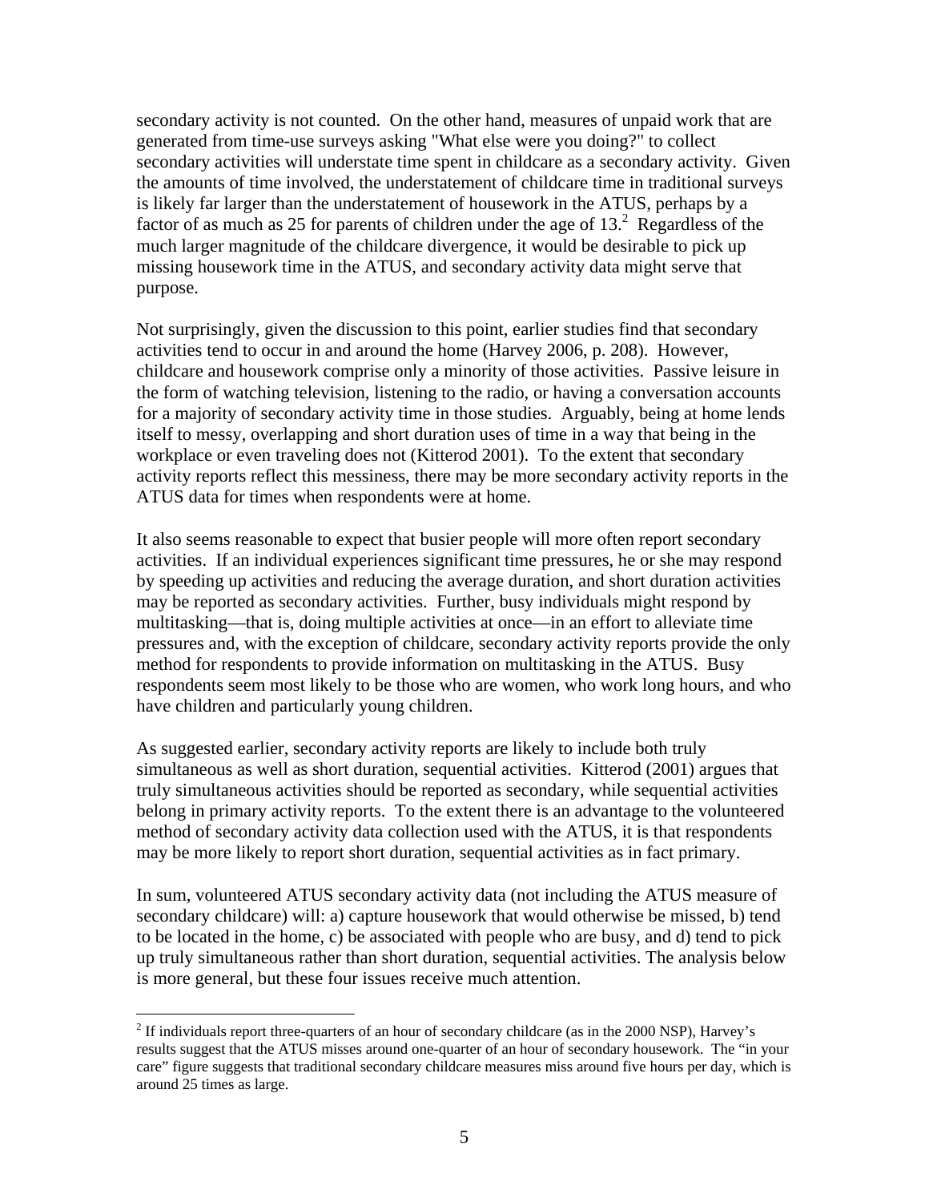secondary activity is not counted. On the other hand, measures of unpaid work that are generated from time-use surveys asking "What else were you doing?" to collect secondary activities will understate time spent in childcare as a secondary activity. Given the amounts of time involved, the understatement of childcare time in traditional surveys is likely far larger than the understatement of housework in the ATUS, perhaps by a factor of as much as 25 for parents of children under the age of 13.[2] Regardless of the much larger magnitude of the childcare divergence, it would be desirable to pick up missing housework time in the ATUS, and secondary activity data might serve that purpose.

Not surprisingly, given the discussion to this point, earlier studies find that secondary activities tend to occur in and around the home (Harvey 2006, p. 208). However, childcare and housework comprise only a minority of those activities. Passive leisure in the form of watching television, listening to the radio, or having a conversation accounts for a majority of secondary activity time in those studies. Arguably, being at home lends itself to messy, overlapping and short duration uses of time in a way that being in the workplace or even traveling does not (Kitterod 2001). To the extent that secondary activity reports reflect this messiness, there may be more secondary activity reports in the ATUS data for times when respondents were at home.

It also seems reasonable to expect that busier people will more often report secondary activities. If an individual experiences significant time pressures, he or she may respond by speeding up activities and reducing the average duration, and short duration activities may be reported as secondary activities. Further, busy individuals might respond by multitasking—that is, doing multiple activities at once—in an effort to alleviate time pressures and, with the exception of childcare, secondary activity reports provide the only method for respondents to provide information on multitasking in the ATUS. Busy respondents seem most likely to be those who are women, who work long hours, and who have children and particularly young children.

As suggested earlier, secondary activity reports are likely to include both truly simultaneous as well as short duration, sequential activities. Kitterod (2001) argues that truly simultaneous activities should be reported as secondary, while sequential activities belong in primary activity reports. To the extent there is an advantage to the volunteered method of secondary activity data collection used with the ATUS, it is that respondents may be more likely to report short duration, sequential activities as in fact primary.

In sum, volunteered ATUS secondary activity data (not including the ATUS measure of secondary childcare) will: a) capture housework that would otherwise be missed, b) tend to be located in the home, c) be associated with people who are busy, and d) tend to pick up truly simultaneous rather than short duration, sequential activities. The analysis below is more general, but these four issues receive much attention.

---

[2] If individuals report three-quarters of an hour of secondary childcare (as in the 2000 NSP), Harvey's results suggest that the ATUS misses around one-quarter of an hour of secondary housework. The "in your care" figure suggests that traditional secondary childcare measures miss around five hours per day, which is around 25 times as large.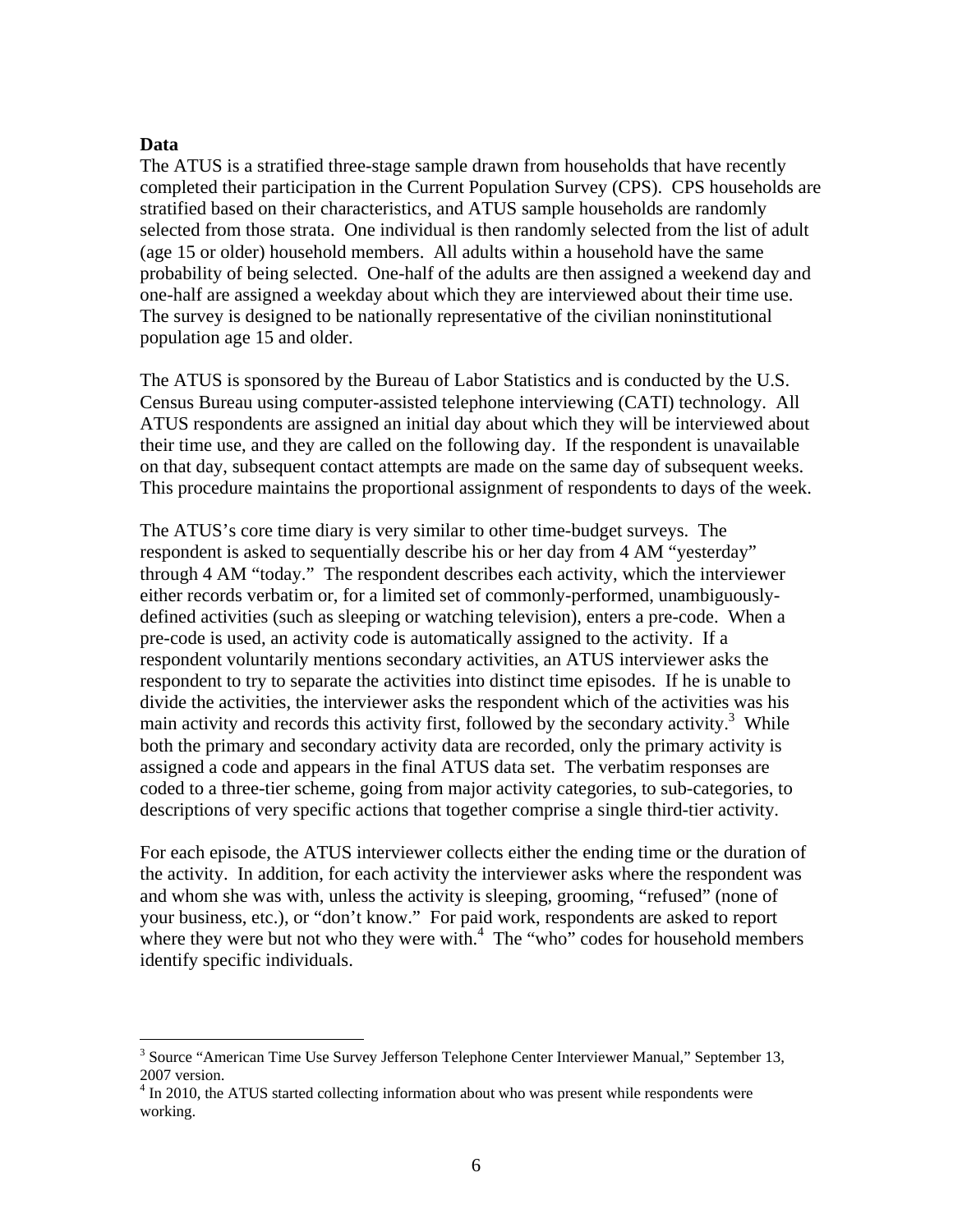**Data**

The ATUS is a stratified three-stage sample drawn from households that have recently completed their participation in the Current Population Survey (CPS). CPS households are stratified based on their characteristics, and ATUS sample households are randomly selected from those strata. One individual is then randomly selected from the list of adult (age 15 or older) household members. All adults within a household have the same probability of being selected. One-half of the adults are then assigned a weekend day and one-half are assigned a weekday about which they are interviewed about their time use. The survey is designed to be nationally representative of the civilian noninstitutional population age 15 and older.

The ATUS is sponsored by the Bureau of Labor Statistics and is conducted by the U.S. Census Bureau using computer-assisted telephone interviewing (CATI) technology. All ATUS respondents are assigned an initial day about which they will be interviewed about their time use, and they are called on the following day. If the respondent is unavailable on that day, subsequent contact attempts are made on the same day of subsequent weeks. This procedure maintains the proportional assignment of respondents to days of the week.

The ATUS's core time diary is very similar to other time-budget surveys. The respondent is asked to sequentially describe his or her day from 4 AM "yesterday" through 4 AM "today." The respondent describes each activity, which the interviewer either records verbatim or, for a limited set of commonly-performed, unambiguously-defined activities (such as sleeping or watching television), enters a pre-code. When a pre-code is used, an activity code is automatically assigned to the activity. If a respondent voluntarily mentions secondary activities, an ATUS interviewer asks the respondent to try to separate the activities into distinct time episodes. If he is unable to divide the activities, the interviewer asks the respondent which of the activities was his main activity and records this activity first, followed by the secondary activity.[3] While both the primary and secondary activity data are recorded, only the primary activity is assigned a code and appears in the final ATUS data set. The verbatim responses are coded to a three-tier scheme, going from major activity categories, to sub-categories, to descriptions of very specific actions that together comprise a single third-tier activity.

For each episode, the ATUS interviewer collects either the ending time or the duration of the activity. In addition, for each activity the interviewer asks where the respondent was and whom she was with, unless the activity is sleeping, grooming, "refused" (none of your business, etc.), or "don't know." For paid work, respondents are asked to report where they were but not who they were with.[4] The "who" codes for household members identify specific individuals.

---

[3] Source "American Time Use Survey Jefferson Telephone Center Interviewer Manual," September 13, 2007 version.

[4] In 2010, the ATUS started collecting information about who was present while respondents were working.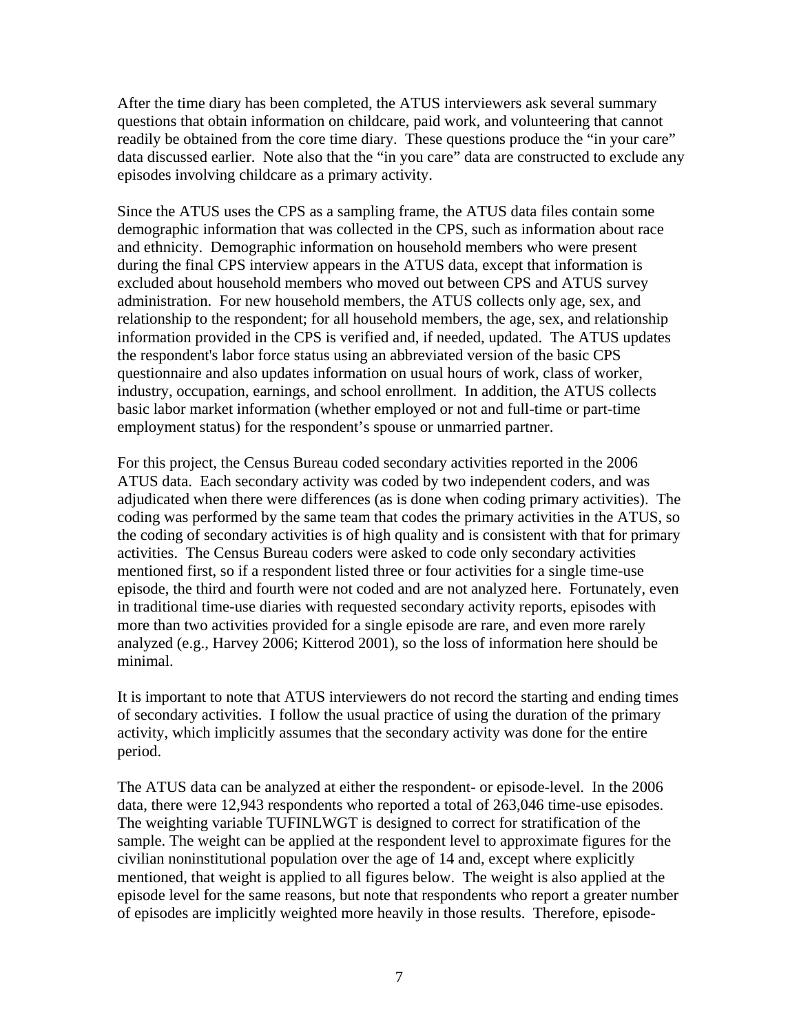After the time diary has been completed, the ATUS interviewers ask several summary questions that obtain information on childcare, paid work, and volunteering that cannot readily be obtained from the core time diary. These questions produce the "in your care" data discussed earlier. Note also that the "in you care" data are constructed to exclude any episodes involving childcare as a primary activity.

Since the ATUS uses the CPS as a sampling frame, the ATUS data files contain some demographic information that was collected in the CPS, such as information about race and ethnicity. Demographic information on household members who were present during the final CPS interview appears in the ATUS data, except that information is excluded about household members who moved out between CPS and ATUS survey administration. For new household members, the ATUS collects only age, sex, and relationship to the respondent; for all household members, the age, sex, and relationship information provided in the CPS is verified and, if needed, updated. The ATUS updates the respondent's labor force status using an abbreviated version of the basic CPS questionnaire and also updates information on usual hours of work, class of worker, industry, occupation, earnings, and school enrollment. In addition, the ATUS collects basic labor market information (whether employed or not and full-time or part-time employment status) for the respondent's spouse or unmarried partner.

For this project, the Census Bureau coded secondary activities reported in the 2006 ATUS data. Each secondary activity was coded by two independent coders, and was adjudicated when there were differences (as is done when coding primary activities). The coding was performed by the same team that codes the primary activities in the ATUS, so the coding of secondary activities is of high quality and is consistent with that for primary activities. The Census Bureau coders were asked to code only secondary activities mentioned first, so if a respondent listed three or four activities for a single time-use episode, the third and fourth were not coded and are not analyzed here. Fortunately, even in traditional time-use diaries with requested secondary activity reports, episodes with more than two activities provided for a single episode are rare, and even more rarely analyzed (e.g., Harvey 2006; Kitterod 2001), so the loss of information here should be minimal.

It is important to note that ATUS interviewers do not record the starting and ending times of secondary activities. I follow the usual practice of using the duration of the primary activity, which implicitly assumes that the secondary activity was done for the entire period.

The ATUS data can be analyzed at either the respondent- or episode-level. In the 2006 data, there were 12,943 respondents who reported a total of 263,046 time-use episodes. The weighting variable TUFINLWGT is designed to correct for stratification of the sample. The weight can be applied at the respondent level to approximate figures for the civilian noninstitutional population over the age of 14 and, except where explicitly mentioned, that weight is applied to all figures below. The weight is also applied at the episode level for the same reasons, but note that respondents who report a greater number of episodes are implicitly weighted more heavily in those results. Therefore, episode-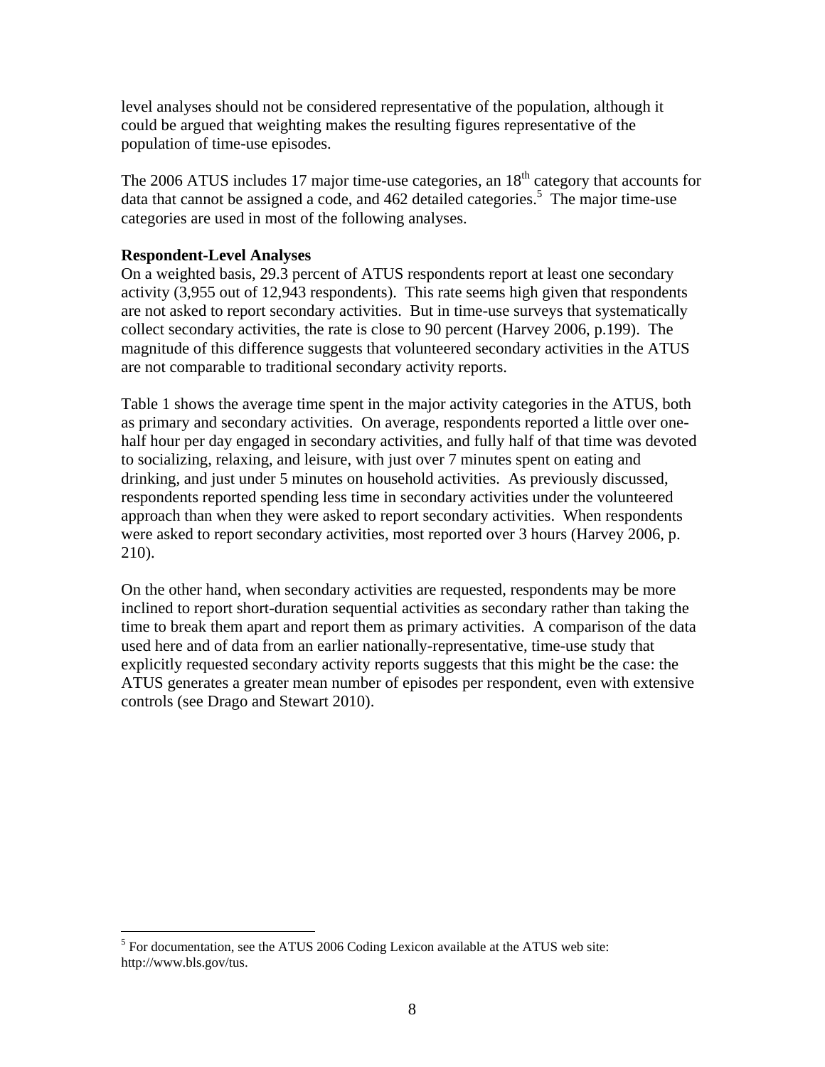level analyses should not be considered representative of the population, although it could be argued that weighting makes the resulting figures representative of the population of time-use episodes.

The 2006 ATUS includes 17 major time-use categories, an 18th category that accounts for data that cannot be assigned a code, and 462 detailed categories.[5] The major time-use categories are used in most of the following analyses.

**Respondent-Level Analyses**

On a weighted basis, 29.3 percent of ATUS respondents report at least one secondary activity (3,955 out of 12,943 respondents). This rate seems high given that respondents are not asked to report secondary activities. But in time-use surveys that systematically collect secondary activities, the rate is close to 90 percent (Harvey 2006, p.199). The magnitude of this difference suggests that volunteered secondary activities in the ATUS are not comparable to traditional secondary activity reports.

Table 1 shows the average time spent in the major activity categories in the ATUS, both as primary and secondary activities. On average, respondents reported a little over one-half hour per day engaged in secondary activities, and fully half of that time was devoted to socializing, relaxing, and leisure, with just over 7 minutes spent on eating and drinking, and just under 5 minutes on household activities. As previously discussed, respondents reported spending less time in secondary activities under the volunteered approach than when they were asked to report secondary activities. When respondents were asked to report secondary activities, most reported over 3 hours (Harvey 2006, p. 210).

On the other hand, when secondary activities are requested, respondents may be more inclined to report short-duration sequential activities as secondary rather than taking the time to break them apart and report them as primary activities. A comparison of the data used here and of data from an earlier nationally-representative, time-use study that explicitly requested secondary activity reports suggests that this might be the case: the ATUS generates a greater mean number of episodes per respondent, even with extensive controls (see Drago and Stewart 2010).

[5] For documentation, see the ATUS 2006 Coding Lexicon available at the ATUS web site: http://www.bls.gov/tus.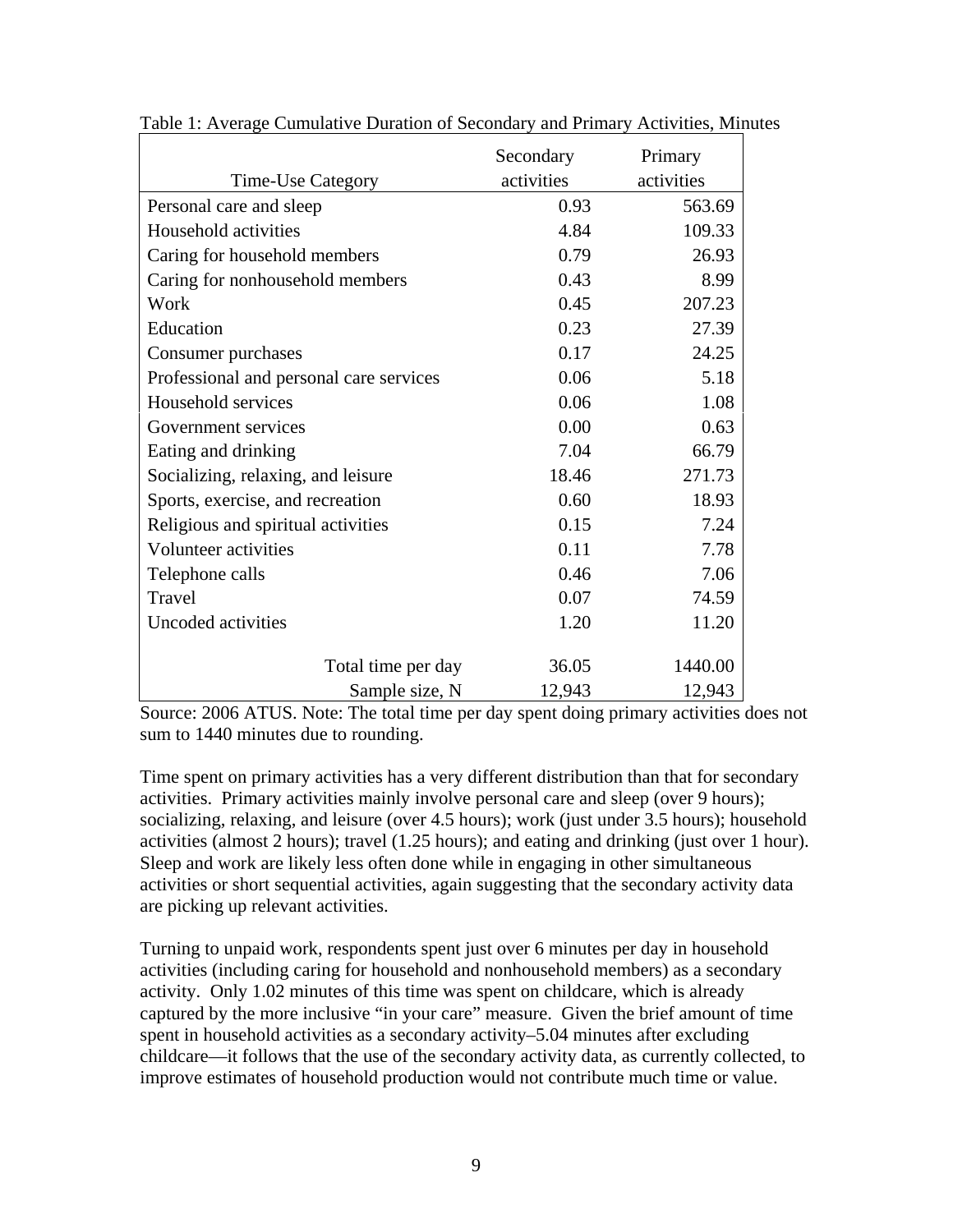Table 1: Average Cumulative Duration of Secondary and Primary Activities, Minutes

| Time-Use Category | Secondary activities | Primary activities |
|---|---|---|
| Personal care and sleep | 0.93 | 563.69 |
| Household activities | 4.84 | 109.33 |
| Caring for household members | 0.79 | 26.93 |
| Caring for nonhousehold members | 0.43 | 8.99 |
| Work | 0.45 | 207.23 |
| Education | 0.23 | 27.39 |
| Consumer purchases | 0.17 | 24.25 |
| Professional and personal care services | 0.06 | 5.18 |
| Household services | 0.06 | 1.08 |
| Government services | 0.00 | 0.63 |
| Eating and drinking | 7.04 | 66.79 |
| Socializing, relaxing, and leisure | 18.46 | 271.73 |
| Sports, exercise, and recreation | 0.60 | 18.93 |
| Religious and spiritual activities | 0.15 | 7.24 |
| Volunteer activities | 0.11 | 7.78 |
| Telephone calls | 0.46 | 7.06 |
| Travel | 0.07 | 74.59 |
| Uncoded activities | 1.20 | 11.20 |
| Total time per day | 36.05 | 1440.00 |
| Sample size, N | 12,943 | 12,943 |

Source: 2006 ATUS. Note: The total time per day spent doing primary activities does not sum to 1440 minutes due to rounding.

Time spent on primary activities has a very different distribution than that for secondary activities. Primary activities mainly involve personal care and sleep (over 9 hours); socializing, relaxing, and leisure (over 4.5 hours); work (just under 3.5 hours); household activities (almost 2 hours); travel (1.25 hours); and eating and drinking (just over 1 hour). Sleep and work are likely less often done while in engaging in other simultaneous activities or short sequential activities, again suggesting that the secondary activity data are picking up relevant activities.

Turning to unpaid work, respondents spent just over 6 minutes per day in household activities (including caring for household and nonhousehold members) as a secondary activity. Only 1.02 minutes of this time was spent on childcare, which is already captured by the more inclusive "in your care" measure. Given the brief amount of time spent in household activities as a secondary activity–5.04 minutes after excluding childcare—it follows that the use of the secondary activity data, as currently collected, to improve estimates of household production would not contribute much time or value.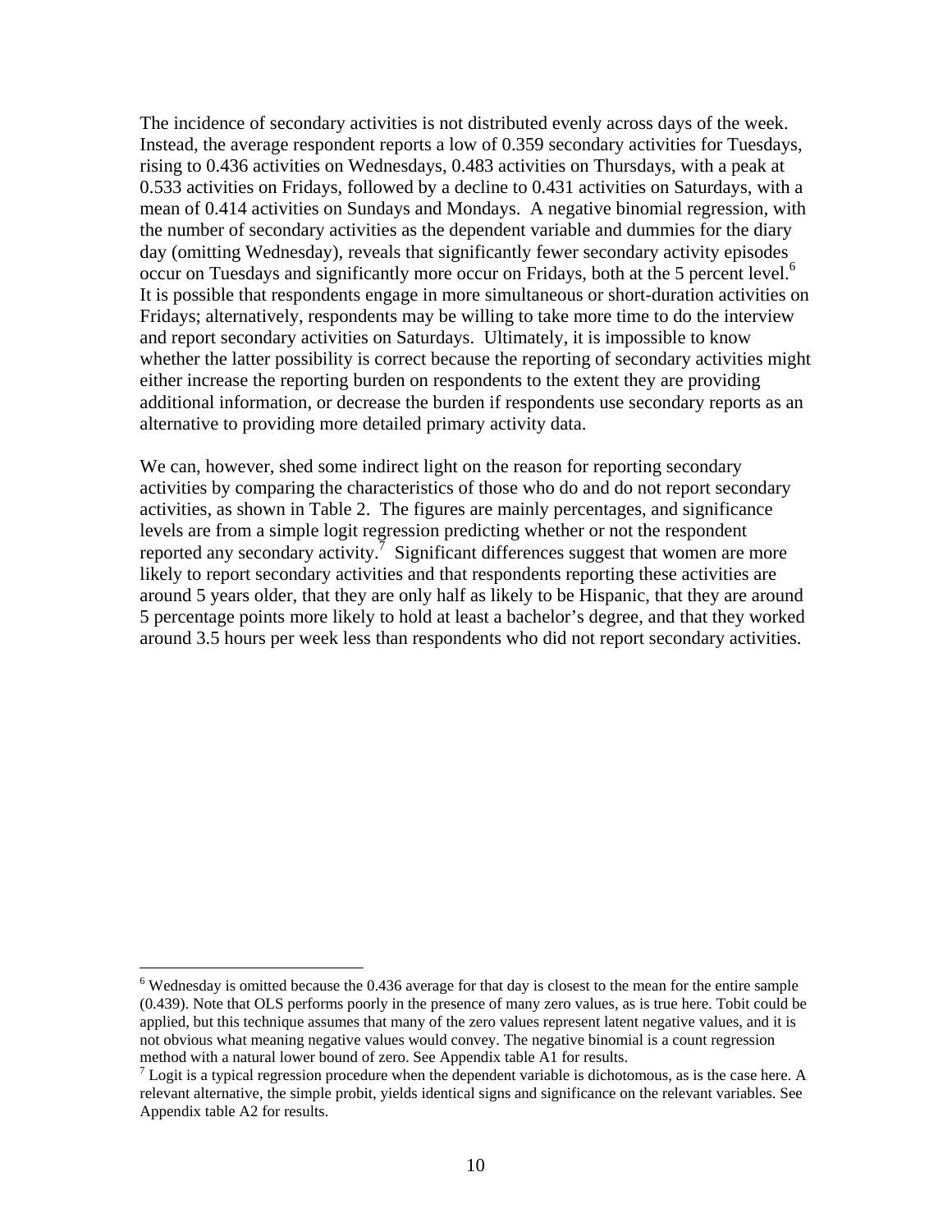The incidence of secondary activities is not distributed evenly across days of the week. Instead, the average respondent reports a low of 0.359 secondary activities for Tuesdays, rising to 0.436 activities on Wednesdays, 0.483 activities on Thursdays, with a peak at 0.533 activities on Fridays, followed by a decline to 0.431 activities on Saturdays, with a mean of 0.414 activities on Sundays and Mondays. A negative binomial regression, with the number of secondary activities as the dependent variable and dummies for the diary day (omitting Wednesday), reveals that significantly fewer secondary activity episodes occur on Tuesdays and significantly more occur on Fridays, both at the 5 percent level.[6] It is possible that respondents engage in more simultaneous or short-duration activities on Fridays; alternatively, respondents may be willing to take more time to do the interview and report secondary activities on Saturdays. Ultimately, it is impossible to know whether the latter possibility is correct because the reporting of secondary activities might either increase the reporting burden on respondents to the extent they are providing additional information, or decrease the burden if respondents use secondary reports as an alternative to providing more detailed primary activity data.

We can, however, shed some indirect light on the reason for reporting secondary activities by comparing the characteristics of those who do and do not report secondary activities, as shown in Table 2. The figures are mainly percentages, and significance levels are from a simple logit regression predicting whether or not the respondent reported any secondary activity.[7] Significant differences suggest that women are more likely to report secondary activities and that respondents reporting these activities are around 5 years older, that they are only half as likely to be Hispanic, that they are around 5 percentage points more likely to hold at least a bachelor's degree, and that they worked around 3.5 hours per week less than respondents who did not report secondary activities.

---

[6] Wednesday is omitted because the 0.436 average for that day is closest to the mean for the entire sample (0.439). Note that OLS performs poorly in the presence of many zero values, as is true here. Tobit could be applied, but this technique assumes that many of the zero values represent latent negative values, and it is not obvious what meaning negative values would convey. The negative binomial is a count regression method with a natural lower bound of zero. See Appendix table A1 for results.

[7] Logit is a typical regression procedure when the dependent variable is dichotomous, as is the case here. A relevant alternative, the simple probit, yields identical signs and significance on the relevant variables. See Appendix table A2 for results.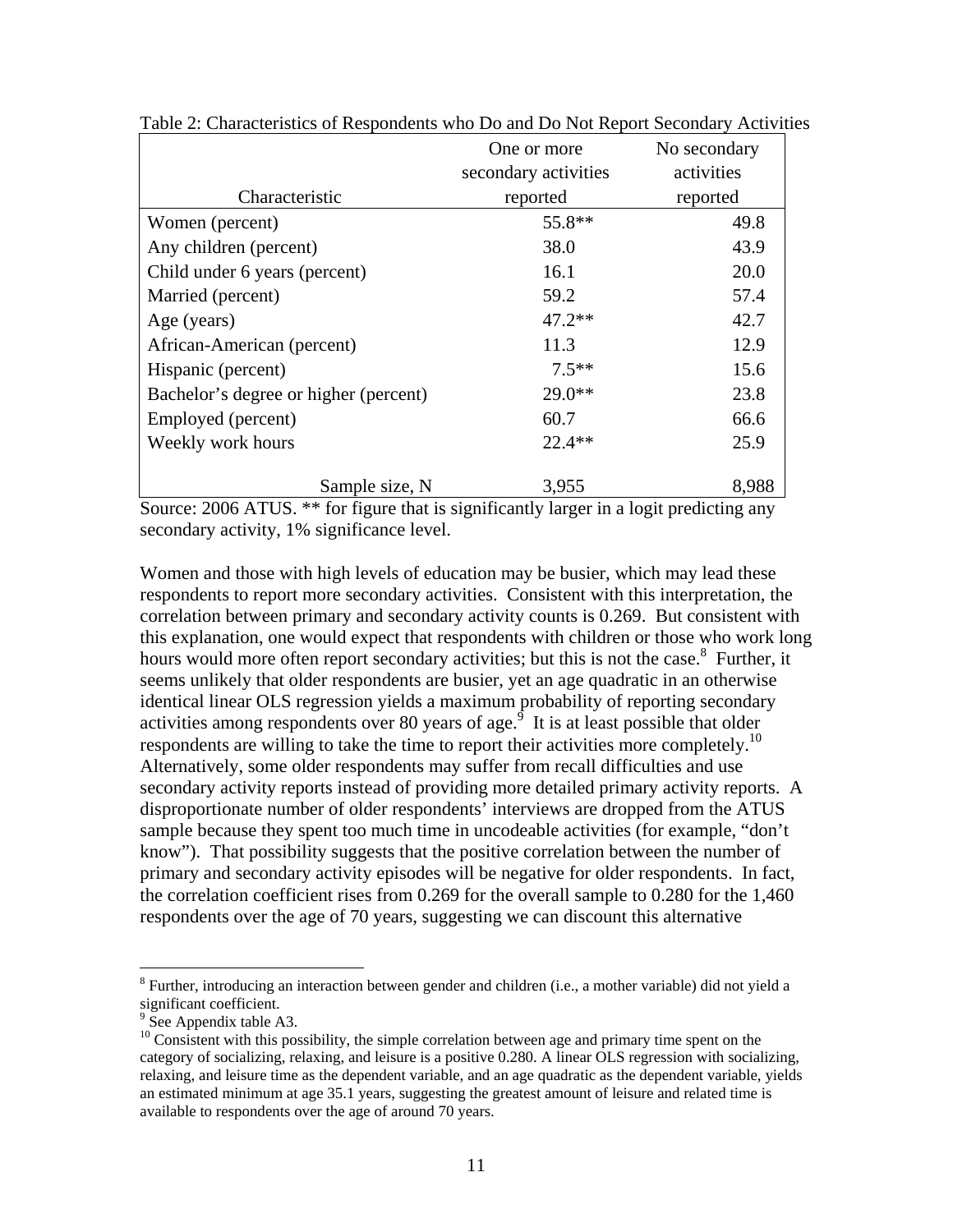Table 2: Characteristics of Respondents who Do and Do Not Report Secondary Activities

| Characteristic | One or more secondary activities reported | No secondary activities reported |
|---|---|---|
| Women (percent) | 55.8** | 49.8 |
| Any children (percent) | 38.0 | 43.9 |
| Child under 6 years (percent) | 16.1 | 20.0 |
| Married (percent) | 59.2 | 57.4 |
| Age (years) | 47.2** | 42.7 |
| African-American (percent) | 11.3 | 12.9 |
| Hispanic (percent) | 7.5** | 15.6 |
| Bachelor's degree or higher (percent) | 29.0** | 23.8 |
| Employed (percent) | 60.7 | 66.6 |
| Weekly work hours | 22.4** | 25.9 |
| Sample size, N | 3,955 | 8,988 |

Source: 2006 ATUS. ** for figure that is significantly larger in a logit predicting any secondary activity, 1% significance level.

Women and those with high levels of education may be busier, which may lead these respondents to report more secondary activities. Consistent with this interpretation, the correlation between primary and secondary activity counts is 0.269. But consistent with this explanation, one would expect that respondents with children or those who work long hours would more often report secondary activities; but this is not the case.[8] Further, it seems unlikely that older respondents are busier, yet an age quadratic in an otherwise identical linear OLS regression yields a maximum probability of reporting secondary activities among respondents over 80 years of age.[9] It is at least possible that older respondents are willing to take the time to report their activities more completely.[10] Alternatively, some older respondents may suffer from recall difficulties and use secondary activity reports instead of providing more detailed primary activity reports. A disproportionate number of older respondents' interviews are dropped from the ATUS sample because they spent too much time in uncodeable activities (for example, "don't know"). That possibility suggests that the positive correlation between the number of primary and secondary activity episodes will be negative for older respondents. In fact, the correlation coefficient rises from 0.269 for the overall sample to 0.280 for the 1,460 respondents over the age of 70 years, suggesting we can discount this alternative

[8] Further, introducing an interaction between gender and children (i.e., a mother variable) did not yield a significant coefficient.

[9] See Appendix table A3.

[10] Consistent with this possibility, the simple correlation between age and primary time spent on the category of socializing, relaxing, and leisure is a positive 0.280. A linear OLS regression with socializing, relaxing, and leisure time as the dependent variable, and an age quadratic as the dependent variable, yields an estimated minimum at age 35.1 years, suggesting the greatest amount of leisure and related time is available to respondents over the age of around 70 years.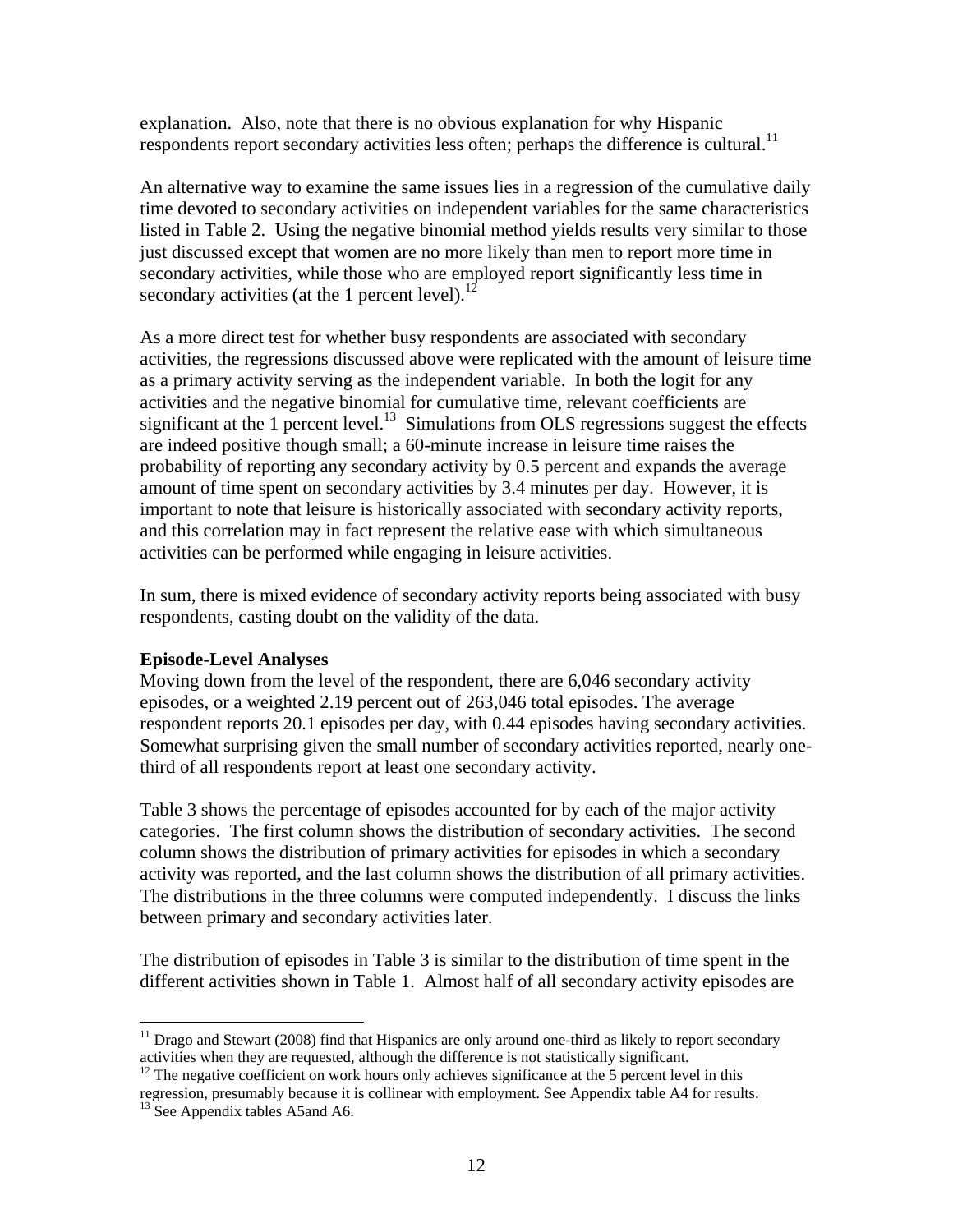explanation. Also, note that there is no obvious explanation for why Hispanic respondents report secondary activities less often; perhaps the difference is cultural.[11]

An alternative way to examine the same issues lies in a regression of the cumulative daily time devoted to secondary activities on independent variables for the same characteristics listed in Table 2. Using the negative binomial method yields results very similar to those just discussed except that women are no more likely than men to report more time in secondary activities, while those who are employed report significantly less time in secondary activities (at the 1 percent level).[12]

As a more direct test for whether busy respondents are associated with secondary activities, the regressions discussed above were replicated with the amount of leisure time as a primary activity serving as the independent variable. In both the logit for any activities and the negative binomial for cumulative time, relevant coefficients are significant at the 1 percent level.[13] Simulations from OLS regressions suggest the effects are indeed positive though small; a 60-minute increase in leisure time raises the probability of reporting any secondary activity by 0.5 percent and expands the average amount of time spent on secondary activities by 3.4 minutes per day. However, it is important to note that leisure is historically associated with secondary activity reports, and this correlation may in fact represent the relative ease with which simultaneous activities can be performed while engaging in leisure activities.

In sum, there is mixed evidence of secondary activity reports being associated with busy respondents, casting doubt on the validity of the data.

**Episode-Level Analyses**

Moving down from the level of the respondent, there are 6,046 secondary activity episodes, or a weighted 2.19 percent out of 263,046 total episodes. The average respondent reports 20.1 episodes per day, with 0.44 episodes having secondary activities. Somewhat surprising given the small number of secondary activities reported, nearly one-third of all respondents report at least one secondary activity.

Table 3 shows the percentage of episodes accounted for by each of the major activity categories. The first column shows the distribution of secondary activities. The second column shows the distribution of primary activities for episodes in which a secondary activity was reported, and the last column shows the distribution of all primary activities. The distributions in the three columns were computed independently. I discuss the links between primary and secondary activities later.

The distribution of episodes in Table 3 is similar to the distribution of time spent in the different activities shown in Table 1. Almost half of all secondary activity episodes are

---

[11] Drago and Stewart (2008) find that Hispanics are only around one-third as likely to report secondary activities when they are requested, although the difference is not statistically significant.

[12] The negative coefficient on work hours only achieves significance at the 5 percent level in this regression, presumably because it is collinear with employment. See Appendix table A4 for results.

[13] See Appendix tables A5and A6.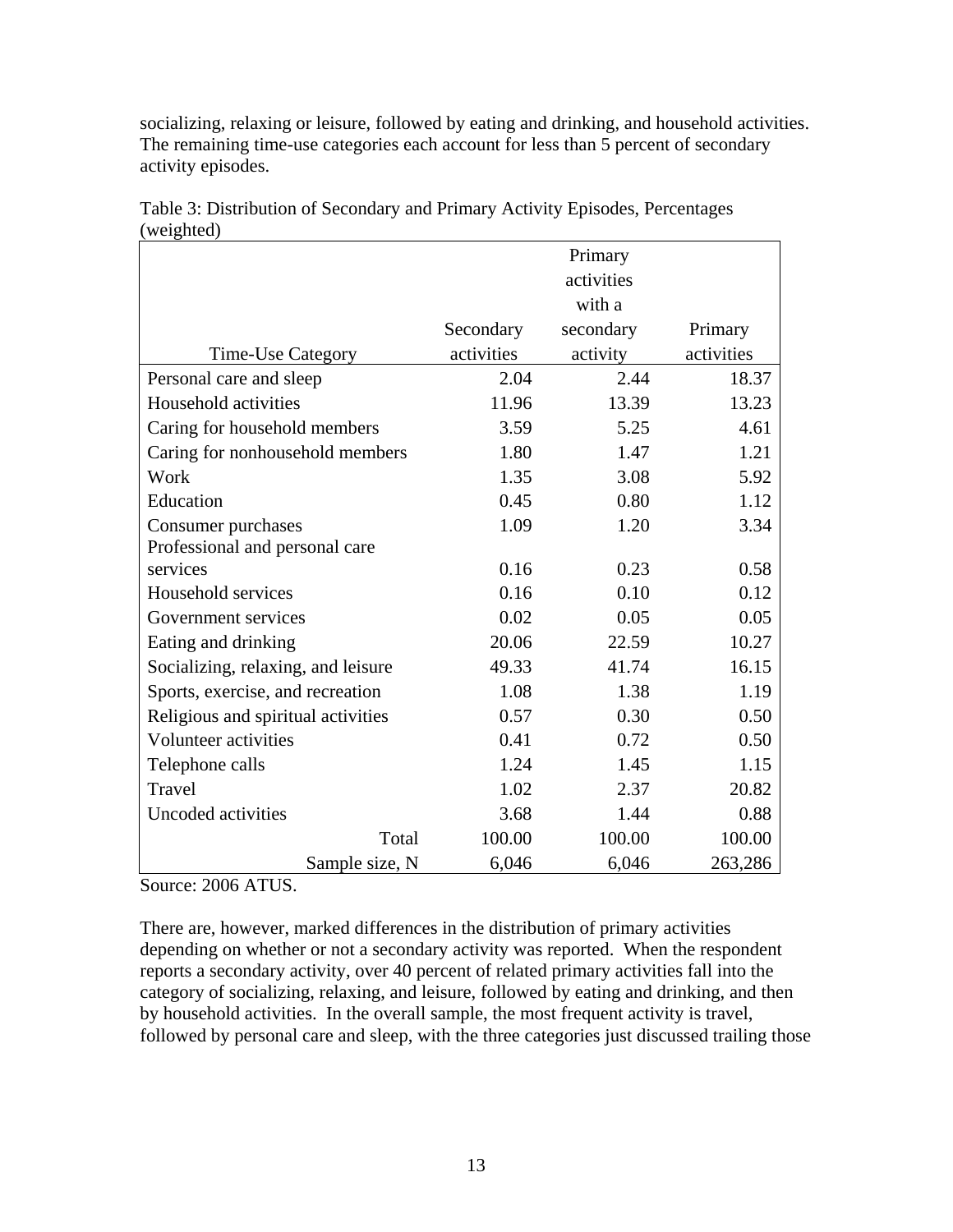socializing, relaxing or leisure, followed by eating and drinking, and household activities. The remaining time-use categories each account for less than 5 percent of secondary activity episodes.

Table 3: Distribution of Secondary and Primary Activity Episodes, Percentages (weighted)

| Time-Use Category | Secondary activities | Primary activities with a secondary activity | Primary activities |
|---|---|---|---|
| Personal care and sleep | 2.04 | 2.44 | 18.37 |
| Household activities | 11.96 | 13.39 | 13.23 |
| Caring for household members | 3.59 | 5.25 | 4.61 |
| Caring for nonhousehold members | 1.80 | 1.47 | 1.21 |
| Work | 1.35 | 3.08 | 5.92 |
| Education | 0.45 | 0.80 | 1.12 |
| Consumer purchases | 1.09 | 1.20 | 3.34 |
| Professional and personal care services | 0.16 | 0.23 | 0.58 |
| Household services | 0.16 | 0.10 | 0.12 |
| Government services | 0.02 | 0.05 | 0.05 |
| Eating and drinking | 20.06 | 22.59 | 10.27 |
| Socializing, relaxing, and leisure | 49.33 | 41.74 | 16.15 |
| Sports, exercise, and recreation | 1.08 | 1.38 | 1.19 |
| Religious and spiritual activities | 0.57 | 0.30 | 0.50 |
| Volunteer activities | 0.41 | 0.72 | 0.50 |
| Telephone calls | 1.24 | 1.45 | 1.15 |
| Travel | 1.02 | 2.37 | 20.82 |
| Uncoded activities | 3.68 | 1.44 | 0.88 |
| Total | 100.00 | 100.00 | 100.00 |
| Sample size, N | 6,046 | 6,046 | 263,286 |

Source: 2006 ATUS.

There are, however, marked differences in the distribution of primary activities depending on whether or not a secondary activity was reported. When the respondent reports a secondary activity, over 40 percent of related primary activities fall into the category of socializing, relaxing, and leisure, followed by eating and drinking, and then by household activities. In the overall sample, the most frequent activity is travel, followed by personal care and sleep, with the three categories just discussed trailing those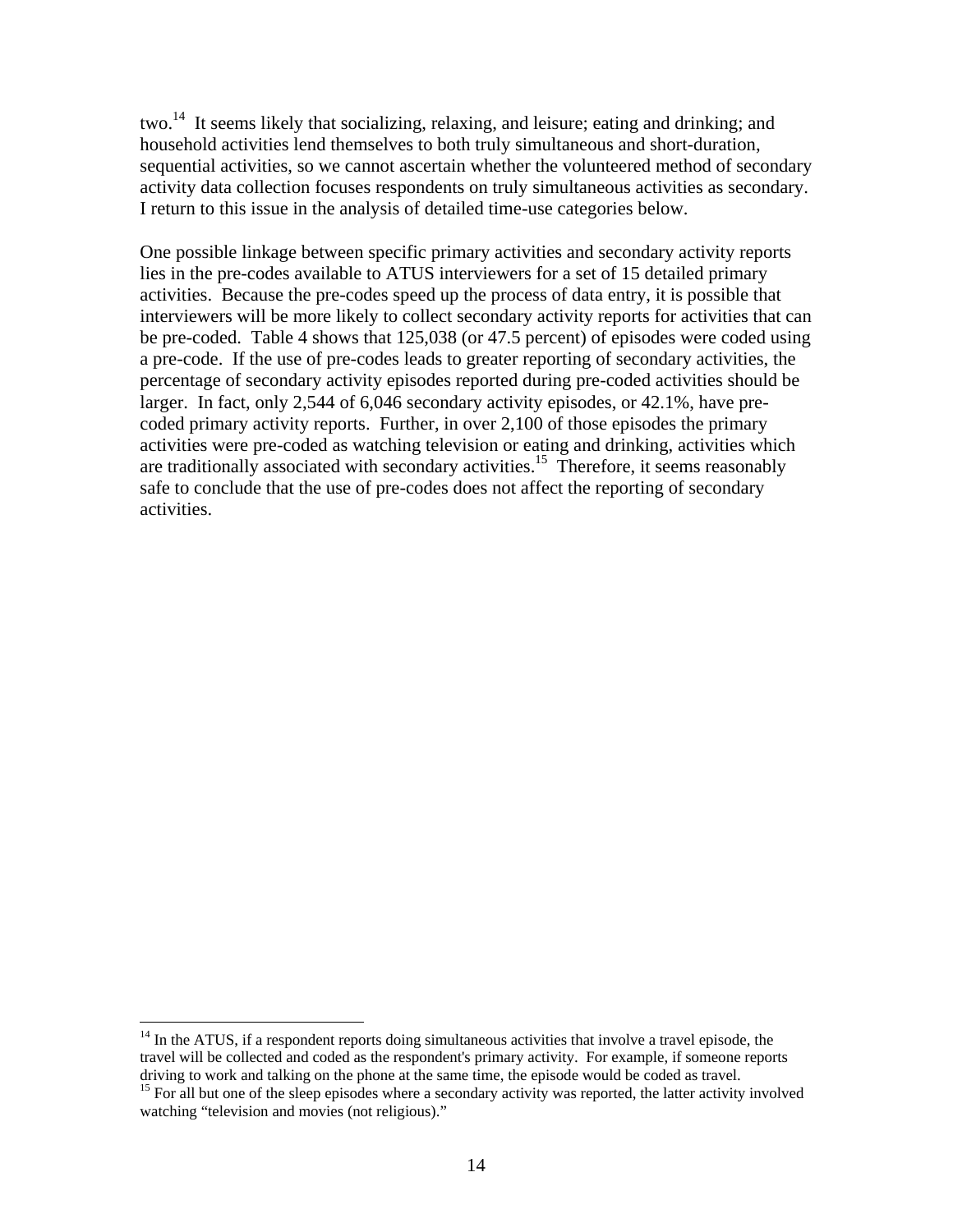two.[14] It seems likely that socializing, relaxing, and leisure; eating and drinking; and household activities lend themselves to both truly simultaneous and short-duration, sequential activities, so we cannot ascertain whether the volunteered method of secondary activity data collection focuses respondents on truly simultaneous activities as secondary. I return to this issue in the analysis of detailed time-use categories below.

One possible linkage between specific primary activities and secondary activity reports lies in the pre-codes available to ATUS interviewers for a set of 15 detailed primary activities. Because the pre-codes speed up the process of data entry, it is possible that interviewers will be more likely to collect secondary activity reports for activities that can be pre-coded. Table 4 shows that 125,038 (or 47.5 percent) of episodes were coded using a pre-code. If the use of pre-codes leads to greater reporting of secondary activities, the percentage of secondary activity episodes reported during pre-coded activities should be larger. In fact, only 2,544 of 6,046 secondary activity episodes, or 42.1%, have pre-coded primary activity reports. Further, in over 2,100 of those episodes the primary activities were pre-coded as watching television or eating and drinking, activities which are traditionally associated with secondary activities.[15] Therefore, it seems reasonably safe to conclude that the use of pre-codes does not affect the reporting of secondary activities.

---

[14] In the ATUS, if a respondent reports doing simultaneous activities that involve a travel episode, the travel will be collected and coded as the respondent's primary activity. For example, if someone reports driving to work and talking on the phone at the same time, the episode would be coded as travel.

[15] For all but one of the sleep episodes where a secondary activity was reported, the latter activity involved watching "television and movies (not religious)."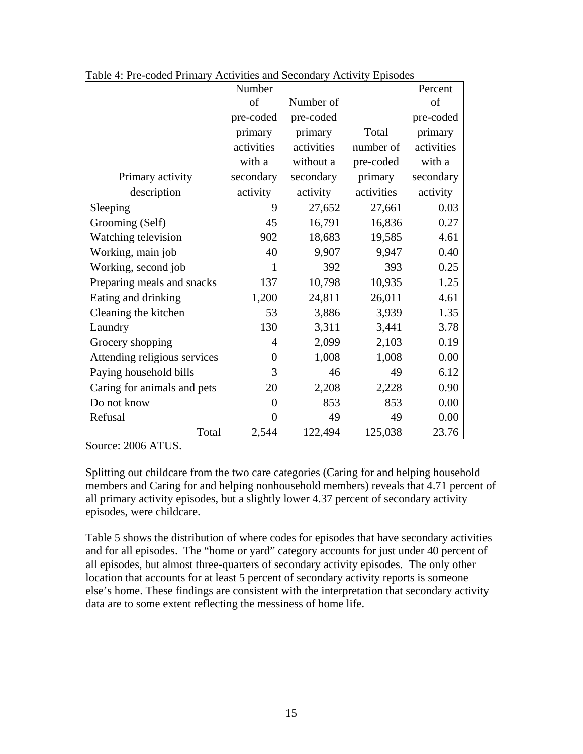Table 4: Pre-coded Primary Activities and Secondary Activity Episodes

| Primary activity description | Number of pre-coded primary activities with a secondary activity | Number of pre-coded primary activities without a secondary activity | Total number of pre-coded primary activities | Percent of pre-coded primary activities with a secondary activity |
|---|---|---|---|---|
| Sleeping | 9 | 27,652 | 27,661 | 0.03 |
| Grooming (Self) | 45 | 16,791 | 16,836 | 0.27 |
| Watching television | 902 | 18,683 | 19,585 | 4.61 |
| Working, main job | 40 | 9,907 | 9,947 | 0.40 |
| Working, second job | 1 | 392 | 393 | 0.25 |
| Preparing meals and snacks | 137 | 10,798 | 10,935 | 1.25 |
| Eating and drinking | 1,200 | 24,811 | 26,011 | 4.61 |
| Cleaning the kitchen | 53 | 3,886 | 3,939 | 1.35 |
| Laundry | 130 | 3,311 | 3,441 | 3.78 |
| Grocery shopping | 4 | 2,099 | 2,103 | 0.19 |
| Attending religious services | 0 | 1,008 | 1,008 | 0.00 |
| Paying household bills | 3 | 46 | 49 | 6.12 |
| Caring for animals and pets | 20 | 2,208 | 2,228 | 0.90 |
| Do not know | 0 | 853 | 853 | 0.00 |
| Refusal | 0 | 49 | 49 | 0.00 |
| Total | 2,544 | 122,494 | 125,038 | 23.76 |

Source: 2006 ATUS.

Splitting out childcare from the two care categories (Caring for and helping household members and Caring for and helping nonhousehold members) reveals that 4.71 percent of all primary activity episodes, but a slightly lower 4.37 percent of secondary activity episodes, were childcare.

Table 5 shows the distribution of where codes for episodes that have secondary activities and for all episodes. The "home or yard" category accounts for just under 40 percent of all episodes, but almost three-quarters of secondary activity episodes. The only other location that accounts for at least 5 percent of secondary activity reports is someone else's home. These findings are consistent with the interpretation that secondary activity data are to some extent reflecting the messiness of home life.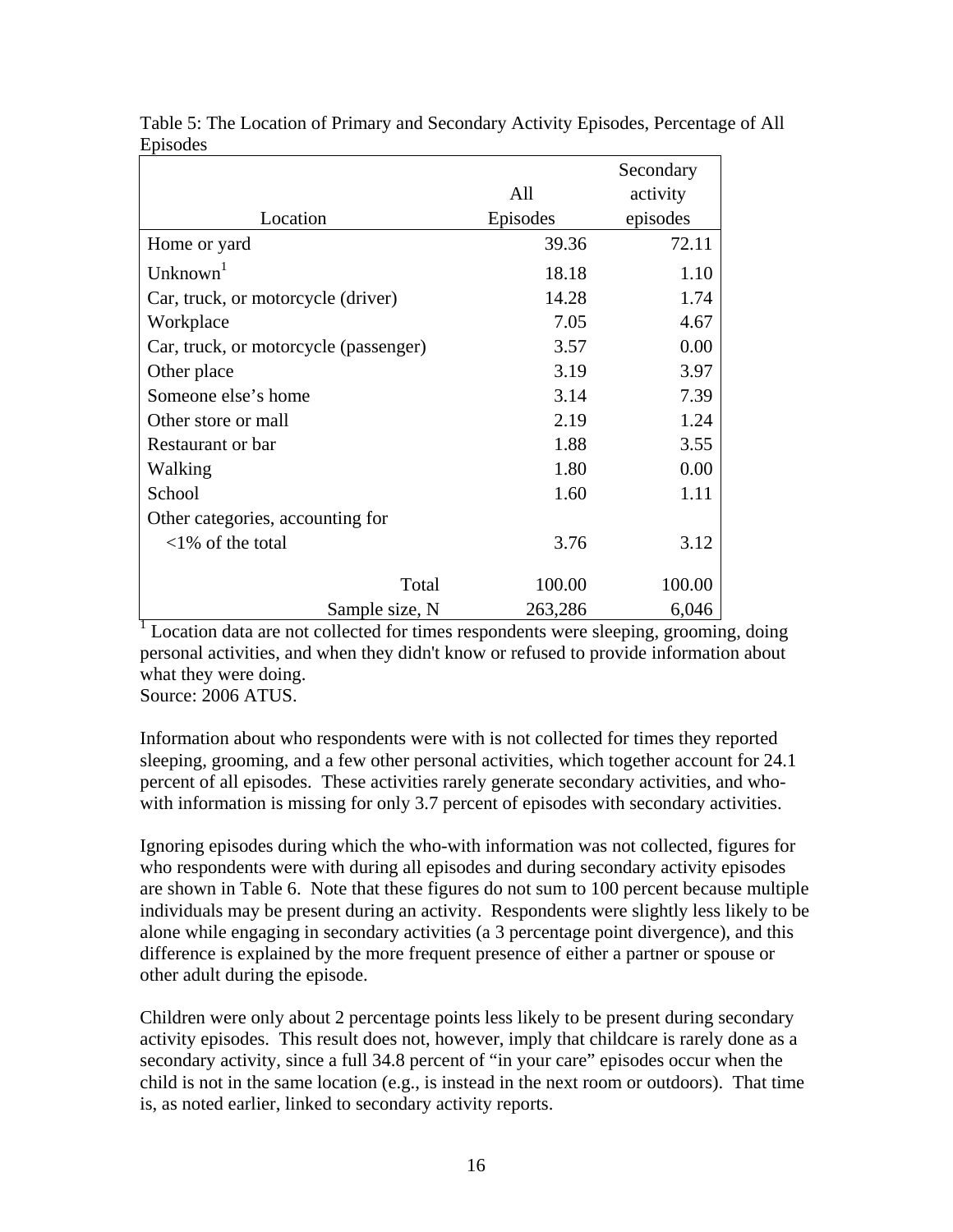Table 5: The Location of Primary and Secondary Activity Episodes, Percentage of All Episodes

| Location | All Episodes | Secondary activity episodes |
|---|---|---|
| Home or yard | 39.36 | 72.11 |
| Unknown[1] | 18.18 | 1.10 |
| Car, truck, or motorcycle (driver) | 14.28 | 1.74 |
| Workplace | 7.05 | 4.67 |
| Car, truck, or motorcycle (passenger) | 3.57 | 0.00 |
| Other place | 3.19 | 3.97 |
| Someone else's home | 3.14 | 7.39 |
| Other store or mall | 2.19 | 1.24 |
| Restaurant or bar | 1.88 | 3.55 |
| Walking | 1.80 | 0.00 |
| School | 1.60 | 1.11 |
| Other categories, accounting for <1% of the total | 3.76 | 3.12 |
| Total | 100.00 | 100.00 |
| Sample size, N | 263,286 | 6,046 |

[1] Location data are not collected for times respondents were sleeping, grooming, doing personal activities, and when they didn't know or refused to provide information about what they were doing.
Source: 2006 ATUS.

Information about who respondents were with is not collected for times they reported sleeping, grooming, and a few other personal activities, which together account for 24.1 percent of all episodes. These activities rarely generate secondary activities, and who-with information is missing for only 3.7 percent of episodes with secondary activities.

Ignoring episodes during which the who-with information was not collected, figures for who respondents were with during all episodes and during secondary activity episodes are shown in Table 6. Note that these figures do not sum to 100 percent because multiple individuals may be present during an activity. Respondents were slightly less likely to be alone while engaging in secondary activities (a 3 percentage point divergence), and this difference is explained by the more frequent presence of either a partner or spouse or other adult during the episode.

Children were only about 2 percentage points less likely to be present during secondary activity episodes. This result does not, however, imply that childcare is rarely done as a secondary activity, since a full 34.8 percent of "in your care" episodes occur when the child is not in the same location (e.g., is instead in the next room or outdoors). That time is, as noted earlier, linked to secondary activity reports.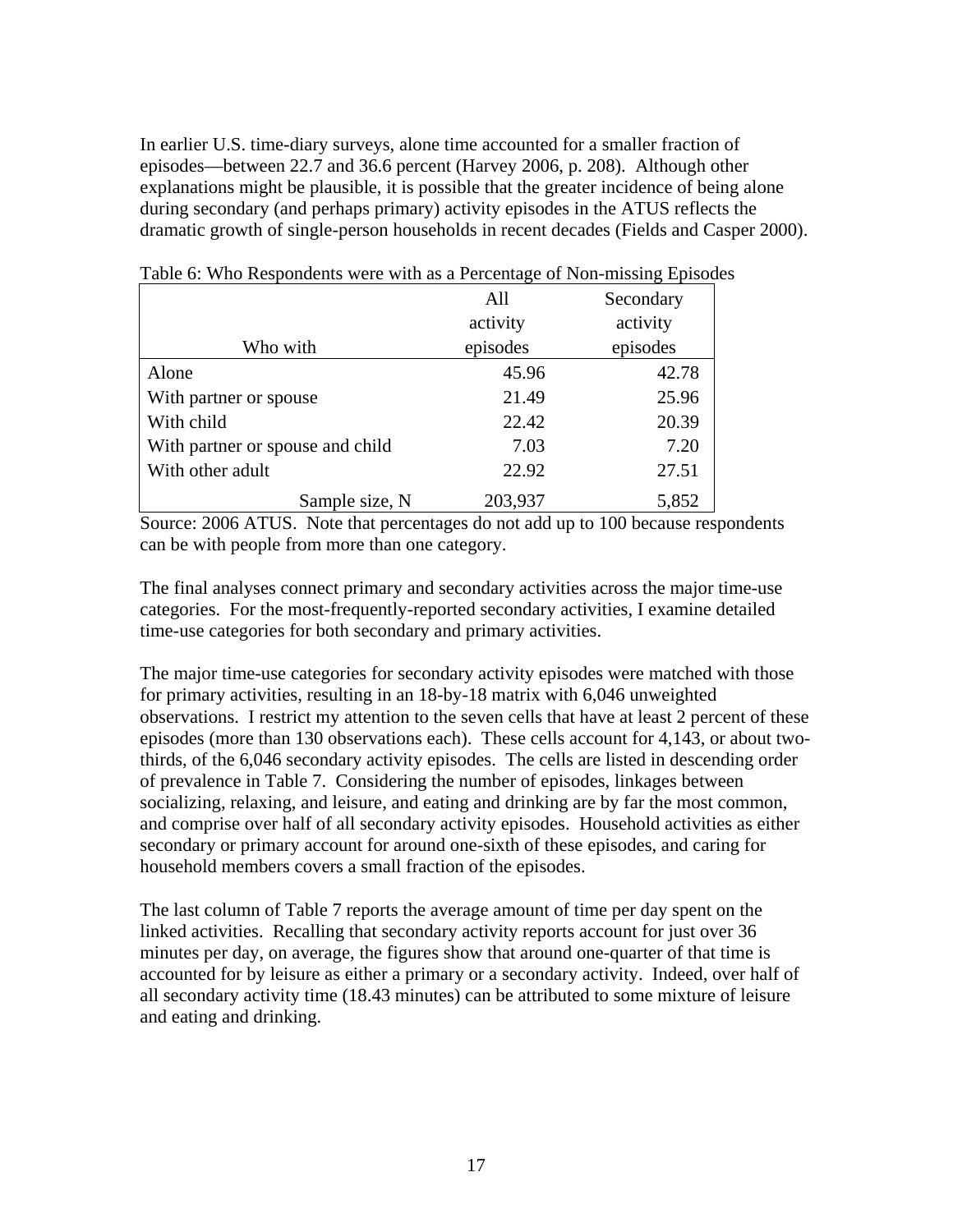In earlier U.S. time-diary surveys, alone time accounted for a smaller fraction of episodes—between 22.7 and 36.6 percent (Harvey 2006, p. 208). Although other explanations might be plausible, it is possible that the greater incidence of being alone during secondary (and perhaps primary) activity episodes in the ATUS reflects the dramatic growth of single-person households in recent decades (Fields and Casper 2000).

Table 6: Who Respondents were with as a Percentage of Non-missing Episodes

| Who with | All activity episodes | Secondary activity episodes |
|---|---|---|
| Alone | 45.96 | 42.78 |
| With partner or spouse | 21.49 | 25.96 |
| With child | 22.42 | 20.39 |
| With partner or spouse and child | 7.03 | 7.20 |
| With other adult | 22.92 | 27.51 |
| Sample size, N | 203,937 | 5,852 |

Source: 2006 ATUS. Note that percentages do not add up to 100 because respondents can be with people from more than one category.

The final analyses connect primary and secondary activities across the major time-use categories. For the most-frequently-reported secondary activities, I examine detailed time-use categories for both secondary and primary activities.

The major time-use categories for secondary activity episodes were matched with those for primary activities, resulting in an 18-by-18 matrix with 6,046 unweighted observations. I restrict my attention to the seven cells that have at least 2 percent of these episodes (more than 130 observations each). These cells account for 4,143, or about two-thirds, of the 6,046 secondary activity episodes. The cells are listed in descending order of prevalence in Table 7. Considering the number of episodes, linkages between socializing, relaxing, and leisure, and eating and drinking are by far the most common, and comprise over half of all secondary activity episodes. Household activities as either secondary or primary account for around one-sixth of these episodes, and caring for household members covers a small fraction of the episodes.

The last column of Table 7 reports the average amount of time per day spent on the linked activities. Recalling that secondary activity reports account for just over 36 minutes per day, on average, the figures show that around one-quarter of that time is accounted for by leisure as either a primary or a secondary activity. Indeed, over half of all secondary activity time (18.43 minutes) can be attributed to some mixture of leisure and eating and drinking.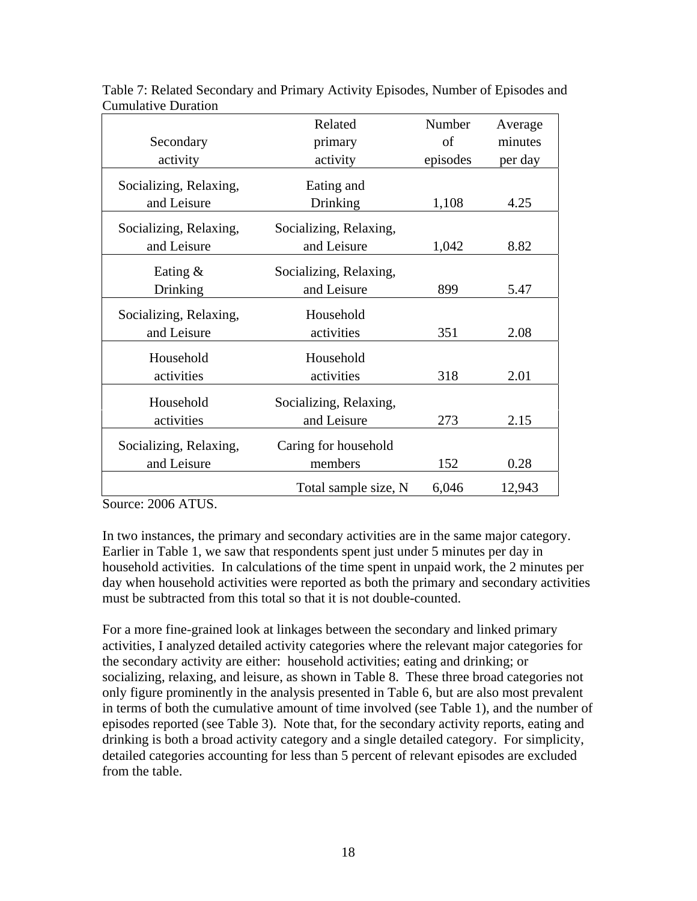Table 7: Related Secondary and Primary Activity Episodes, Number of Episodes and Cumulative Duration

| Secondary activity | Related primary activity | Number of episodes | Average minutes per day |
|---|---|---|---|
| Socializing, Relaxing, and Leisure | Eating and Drinking | 1,108 | 4.25 |
| Socializing, Relaxing, and Leisure | Socializing, Relaxing, and Leisure | 1,042 | 8.82 |
| Eating & Drinking | Socializing, Relaxing, and Leisure | 899 | 5.47 |
| Socializing, Relaxing, and Leisure | Household activities | 351 | 2.08 |
| Household activities | Household activities | 318 | 2.01 |
| Household activities | Socializing, Relaxing, and Leisure | 273 | 2.15 |
| Socializing, Relaxing, and Leisure | Caring for household members | 152 | 0.28 |
| | Total sample size, N | 6,046 | 12,943 |

Source: 2006 ATUS.

In two instances, the primary and secondary activities are in the same major category. Earlier in Table 1, we saw that respondents spent just under 5 minutes per day in household activities. In calculations of the time spent in unpaid work, the 2 minutes per day when household activities were reported as both the primary and secondary activities must be subtracted from this total so that it is not double-counted.

For a more fine-grained look at linkages between the secondary and linked primary activities, I analyzed detailed activity categories where the relevant major categories for the secondary activity are either: household activities; eating and drinking; or socializing, relaxing, and leisure, as shown in Table 8. These three broad categories not only figure prominently in the analysis presented in Table 6, but are also most prevalent in terms of both the cumulative amount of time involved (see Table 1), and the number of episodes reported (see Table 3). Note that, for the secondary activity reports, eating and drinking is both a broad activity category and a single detailed category. For simplicity, detailed categories accounting for less than 5 percent of relevant episodes are excluded from the table.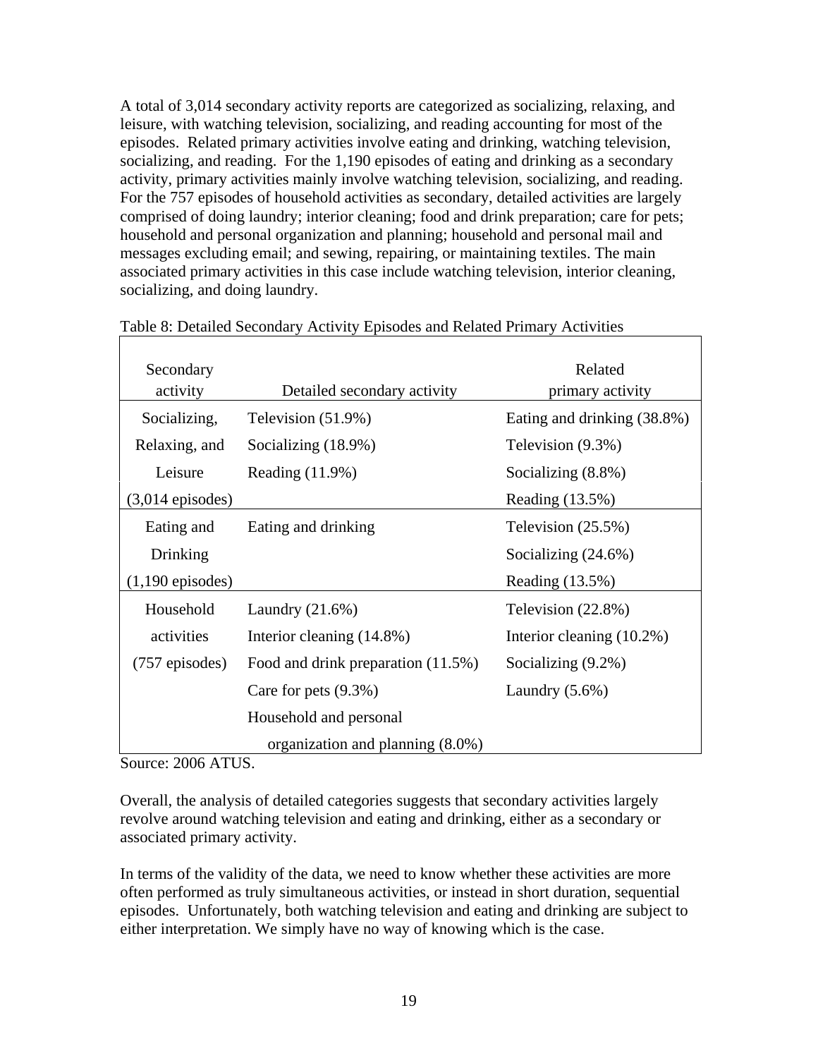A total of 3,014 secondary activity reports are categorized as socializing, relaxing, and leisure, with watching television, socializing, and reading accounting for most of the episodes. Related primary activities involve eating and drinking, watching television, socializing, and reading. For the 1,190 episodes of eating and drinking as a secondary activity, primary activities mainly involve watching television, socializing, and reading. For the 757 episodes of household activities as secondary, detailed activities are largely comprised of doing laundry; interior cleaning; food and drink preparation; care for pets; household and personal organization and planning; household and personal mail and messages excluding email; and sewing, repairing, or maintaining textiles. The main associated primary activities in this case include watching television, interior cleaning, socializing, and doing laundry.

Table 8: Detailed Secondary Activity Episodes and Related Primary Activities

| Secondary activity | Detailed secondary activity | Related primary activity |
|---|---|---|
| Socializing, Relaxing, and Leisure (3,014 episodes) | Television (51.9%) | Eating and drinking (38.8%) |
| | Socializing (18.9%) | Television (9.3%) |
| | Reading (11.9%) | Socializing (8.8%) |
| | | Reading (13.5%) |
| Eating and Drinking (1,190 episodes) | Eating and drinking | Television (25.5%) |
| | | Socializing (24.6%) |
| | | Reading (13.5%) |
| Household activities (757 episodes) | Laundry (21.6%) | Television (22.8%) |
| | Interior cleaning (14.8%) | Interior cleaning (10.2%) |
| | Food and drink preparation (11.5%) | Socializing (9.2%) |
| | Care for pets (9.3%) | Laundry (5.6%) |
| | Household and personal organization and planning (8.0%) | |

Source: 2006 ATUS.

Overall, the analysis of detailed categories suggests that secondary activities largely revolve around watching television and eating and drinking, either as a secondary or associated primary activity.

In terms of the validity of the data, we need to know whether these activities are more often performed as truly simultaneous activities, or instead in short duration, sequential episodes. Unfortunately, both watching television and eating and drinking are subject to either interpretation. We simply have no way of knowing which is the case.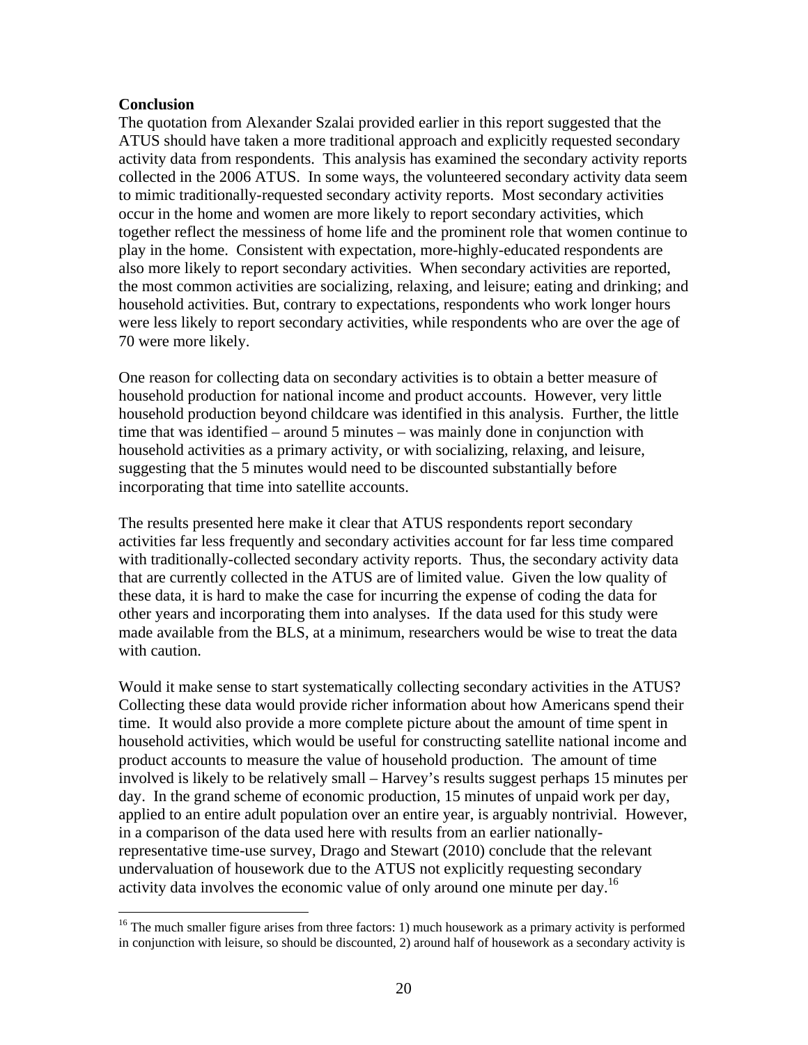**Conclusion**

The quotation from Alexander Szalai provided earlier in this report suggested that the ATUS should have taken a more traditional approach and explicitly requested secondary activity data from respondents. This analysis has examined the secondary activity reports collected in the 2006 ATUS. In some ways, the volunteered secondary activity data seem to mimic traditionally-requested secondary activity reports. Most secondary activities occur in the home and women are more likely to report secondary activities, which together reflect the messiness of home life and the prominent role that women continue to play in the home. Consistent with expectation, more-highly-educated respondents are also more likely to report secondary activities. When secondary activities are reported, the most common activities are socializing, relaxing, and leisure; eating and drinking; and household activities. But, contrary to expectations, respondents who work longer hours were less likely to report secondary activities, while respondents who are over the age of 70 were more likely.

One reason for collecting data on secondary activities is to obtain a better measure of household production for national income and product accounts. However, very little household production beyond childcare was identified in this analysis. Further, the little time that was identified – around 5 minutes – was mainly done in conjunction with household activities as a primary activity, or with socializing, relaxing, and leisure, suggesting that the 5 minutes would need to be discounted substantially before incorporating that time into satellite accounts.

The results presented here make it clear that ATUS respondents report secondary activities far less frequently and secondary activities account for far less time compared with traditionally-collected secondary activity reports. Thus, the secondary activity data that are currently collected in the ATUS are of limited value. Given the low quality of these data, it is hard to make the case for incurring the expense of coding the data for other years and incorporating them into analyses. If the data used for this study were made available from the BLS, at a minimum, researchers would be wise to treat the data with caution.

Would it make sense to start systematically collecting secondary activities in the ATUS? Collecting these data would provide richer information about how Americans spend their time. It would also provide a more complete picture about the amount of time spent in household activities, which would be useful for constructing satellite national income and product accounts to measure the value of household production. The amount of time involved is likely to be relatively small – Harvey's results suggest perhaps 15 minutes per day. In the grand scheme of economic production, 15 minutes of unpaid work per day, applied to an entire adult population over an entire year, is arguably nontrivial. However, in a comparison of the data used here with results from an earlier nationally-representative time-use survey, Drago and Stewart (2010) conclude that the relevant undervaluation of housework due to the ATUS not explicitly requesting secondary activity data involves the economic value of only around one minute per day.[16]

[16] The much smaller figure arises from three factors: 1) much housework as a primary activity is performed in conjunction with leisure, so should be discounted, 2) around half of housework as a secondary activity is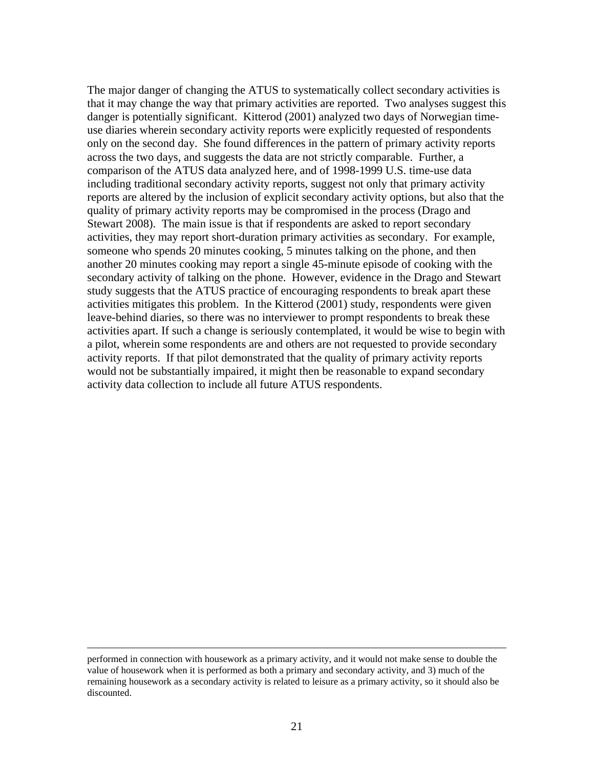The major danger of changing the ATUS to systematically collect secondary activities is that it may change the way that primary activities are reported. Two analyses suggest this danger is potentially significant. Kitterod (2001) analyzed two days of Norwegian time-use diaries wherein secondary activity reports were explicitly requested of respondents only on the second day. She found differences in the pattern of primary activity reports across the two days, and suggests the data are not strictly comparable. Further, a comparison of the ATUS data analyzed here, and of 1998-1999 U.S. time-use data including traditional secondary activity reports, suggest not only that primary activity reports are altered by the inclusion of explicit secondary activity options, but also that the quality of primary activity reports may be compromised in the process (Drago and Stewart 2008). The main issue is that if respondents are asked to report secondary activities, they may report short-duration primary activities as secondary. For example, someone who spends 20 minutes cooking, 5 minutes talking on the phone, and then another 20 minutes cooking may report a single 45-minute episode of cooking with the secondary activity of talking on the phone. However, evidence in the Drago and Stewart study suggests that the ATUS practice of encouraging respondents to break apart these activities mitigates this problem. In the Kitterod (2001) study, respondents were given leave-behind diaries, so there was no interviewer to prompt respondents to break these activities apart. If such a change is seriously contemplated, it would be wise to begin with a pilot, wherein some respondents are and others are not requested to provide secondary activity reports. If that pilot demonstrated that the quality of primary activity reports would not be substantially impaired, it might then be reasonable to expand secondary activity data collection to include all future ATUS respondents.

---

performed in connection with housework as a primary activity, and it would not make sense to double the value of housework when it is performed as both a primary and secondary activity, and 3) much of the remaining housework as a secondary activity is related to leisure as a primary activity, so it should also be discounted.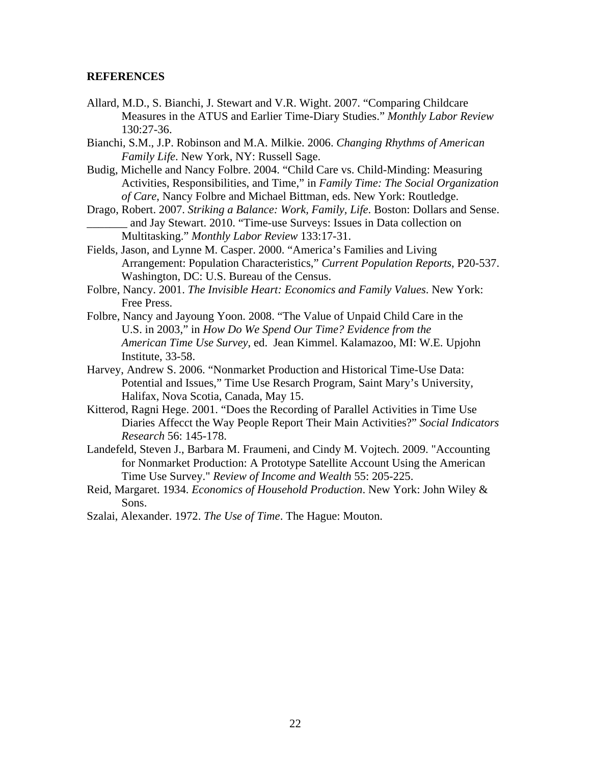**REFERENCES**

Allard, M.D., S. Bianchi, J. Stewart and V.R. Wight. 2007. "Comparing Childcare Measures in the ATUS and Earlier Time-Diary Studies." *Monthly Labor Review* 130:27-36.

Bianchi, S.M., J.P. Robinson and M.A. Milkie. 2006. *Changing Rhythms of American Family Life*. New York, NY: Russell Sage.

Budig, Michelle and Nancy Folbre. 2004. "Child Care vs. Child-Minding: Measuring Activities, Responsibilities, and Time," in *Family Time: The Social Organization of Care*, Nancy Folbre and Michael Bittman, eds. New York: Routledge.

Drago, Robert. 2007. *Striking a Balance: Work, Family, Life*. Boston: Dollars and Sense.

_______ and Jay Stewart. 2010. "Time-use Surveys: Issues in Data collection on Multitasking." *Monthly Labor Review* 133:17-31.

Fields, Jason, and Lynne M. Casper. 2000. "America's Families and Living Arrangement: Population Characteristics," *Current Population Reports*, P20-537. Washington, DC: U.S. Bureau of the Census.

Folbre, Nancy. 2001. *The Invisible Heart: Economics and Family Values*. New York: Free Press.

Folbre, Nancy and Jayoung Yoon. 2008. "The Value of Unpaid Child Care in the U.S. in 2003," in *How Do We Spend Our Time? Evidence from the American Time Use Survey*, ed. Jean Kimmel. Kalamazoo, MI: W.E. Upjohn Institute, 33-58.

Harvey, Andrew S. 2006. "Nonmarket Production and Historical Time-Use Data: Potential and Issues," Time Use Resarch Program, Saint Mary's University, Halifax, Nova Scotia, Canada, May 15.

Kitterod, Ragni Hege. 2001. "Does the Recording of Parallel Activities in Time Use Diaries Affecct the Way People Report Their Main Activities?" *Social Indicators Research* 56: 145-178.

Landefeld, Steven J., Barbara M. Fraumeni, and Cindy M. Vojtech. 2009. "Accounting for Nonmarket Production: A Prototype Satellite Account Using the American Time Use Survey." *Review of Income and Wealth* 55: 205-225.

Reid, Margaret. 1934. *Economics of Household Production*. New York: John Wiley & Sons.

Szalai, Alexander. 1972. *The Use of Time*. The Hague: Mouton.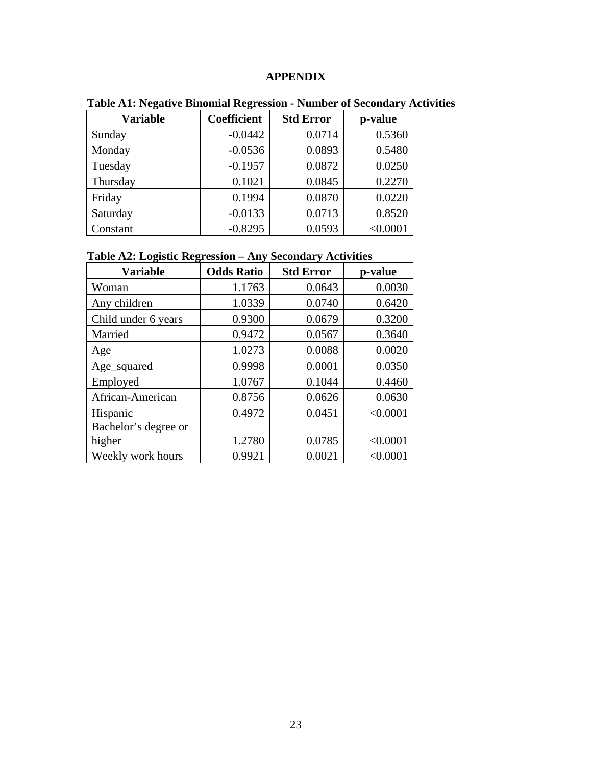# APPENDIX

**Table A1: Negative Binomial Regression - Number of Secondary Activities**

| Variable | Coefficient | Std Error | p-value |
|---|---|---|---|
| Sunday | -0.0442 | 0.0714 | 0.5360 |
| Monday | -0.0536 | 0.0893 | 0.5480 |
| Tuesday | -0.1957 | 0.0872 | 0.0250 |
| Thursday | 0.1021 | 0.0845 | 0.2270 |
| Friday | 0.1994 | 0.0870 | 0.0220 |
| Saturday | -0.0133 | 0.0713 | 0.8520 |
| Constant | -0.8295 | 0.0593 | <0.0001 |

**Table A2: Logistic Regression – Any Secondary Activities**

| Variable | Odds Ratio | Std Error | p-value |
|---|---|---|---|
| Woman | 1.1763 | 0.0643 | 0.0030 |
| Any children | 1.0339 | 0.0740 | 0.6420 |
| Child under 6 years | 0.9300 | 0.0679 | 0.3200 |
| Married | 0.9472 | 0.0567 | 0.3640 |
| Age | 1.0273 | 0.0088 | 0.0020 |
| Age_squared | 0.9998 | 0.0001 | 0.0350 |
| Employed | 1.0767 | 0.1044 | 0.4460 |
| African-American | 0.8756 | 0.0626 | 0.0630 |
| Hispanic | 0.4972 | 0.0451 | <0.0001 |
| Bachelor's degree or higher | 1.2780 | 0.0785 | <0.0001 |
| Weekly work hours | 0.9921 | 0.0021 | <0.0001 |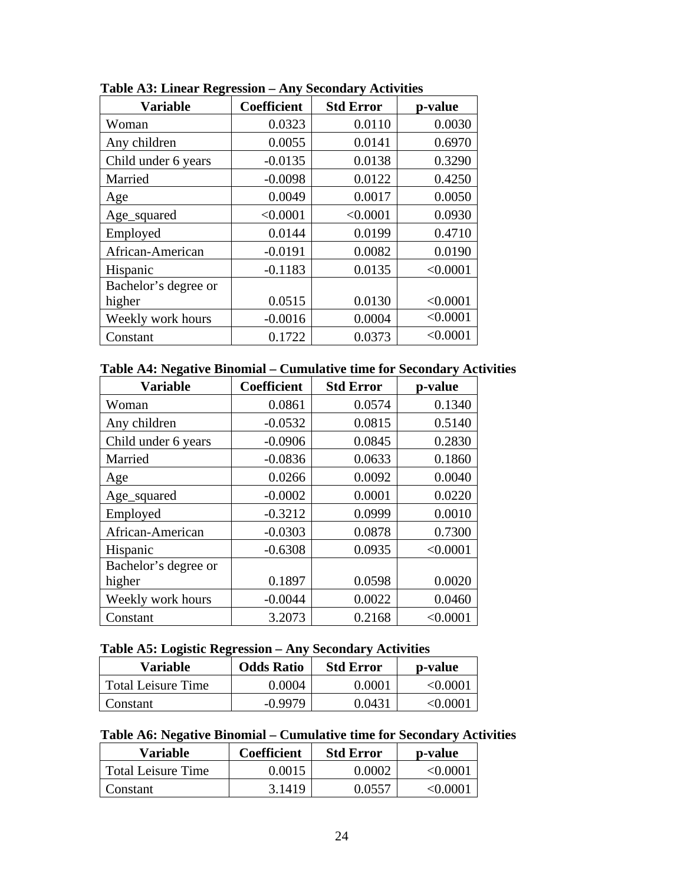**Table A3: Linear Regression – Any Secondary Activities**

| Variable | Coefficient | Std Error | p-value |
|---|---|---|---|
| Woman | 0.0323 | 0.0110 | 0.0030 |
| Any children | 0.0055 | 0.0141 | 0.6970 |
| Child under 6 years | -0.0135 | 0.0138 | 0.3290 |
| Married | -0.0098 | 0.0122 | 0.4250 |
| Age | 0.0049 | 0.0017 | 0.0050 |
| Age_squared | <0.0001 | <0.0001 | 0.0930 |
| Employed | 0.0144 | 0.0199 | 0.4710 |
| African-American | -0.0191 | 0.0082 | 0.0190 |
| Hispanic | -0.1183 | 0.0135 | <0.0001 |
| Bachelor's degree or higher | 0.0515 | 0.0130 | <0.0001 |
| Weekly work hours | -0.0016 | 0.0004 | <0.0001 |
| Constant | 0.1722 | 0.0373 | <0.0001 |

**Table A4: Negative Binomial – Cumulative time for Secondary Activities**

| Variable | Coefficient | Std Error | p-value |
|---|---|---|---|
| Woman | 0.0861 | 0.0574 | 0.1340 |
| Any children | -0.0532 | 0.0815 | 0.5140 |
| Child under 6 years | -0.0906 | 0.0845 | 0.2830 |
| Married | -0.0836 | 0.0633 | 0.1860 |
| Age | 0.0266 | 0.0092 | 0.0040 |
| Age_squared | -0.0002 | 0.0001 | 0.0220 |
| Employed | -0.3212 | 0.0999 | 0.0010 |
| African-American | -0.0303 | 0.0878 | 0.7300 |
| Hispanic | -0.6308 | 0.0935 | <0.0001 |
| Bachelor's degree or higher | 0.1897 | 0.0598 | 0.0020 |
| Weekly work hours | -0.0044 | 0.0022 | 0.0460 |
| Constant | 3.2073 | 0.2168 | <0.0001 |

**Table A5: Logistic Regression – Any Secondary Activities**

| Variable | Odds Ratio | Std Error | p-value |
|---|---|---|---|
| Total Leisure Time | 0.0004 | 0.0001 | <0.0001 |
| Constant | -0.9979 | 0.0431 | <0.0001 |

**Table A6: Negative Binomial – Cumulative time for Secondary Activities**

| Variable | Coefficient | Std Error | p-value |
|---|---|---|---|
| Total Leisure Time | 0.0015 | 0.0002 | <0.0001 |
| Constant | 3.1419 | 0.0557 | <0.0001 |